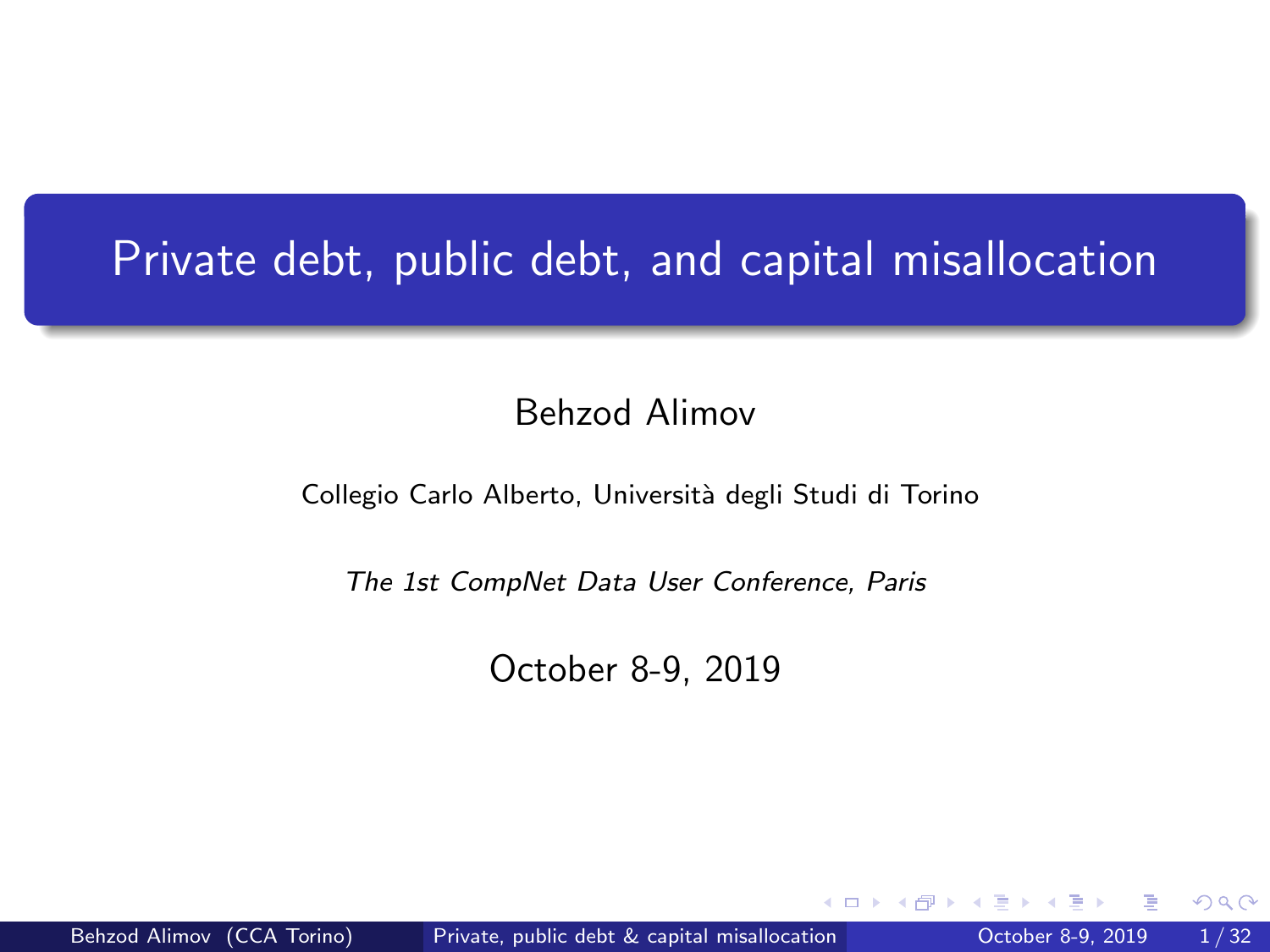# Private debt, public debt, and capital misallocation

Behzod Alimov

Collegio Carlo Alberto, Università degli Studi di Torino

*The 1st CompNet Data User Conference, Paris*

October 8-9, 2019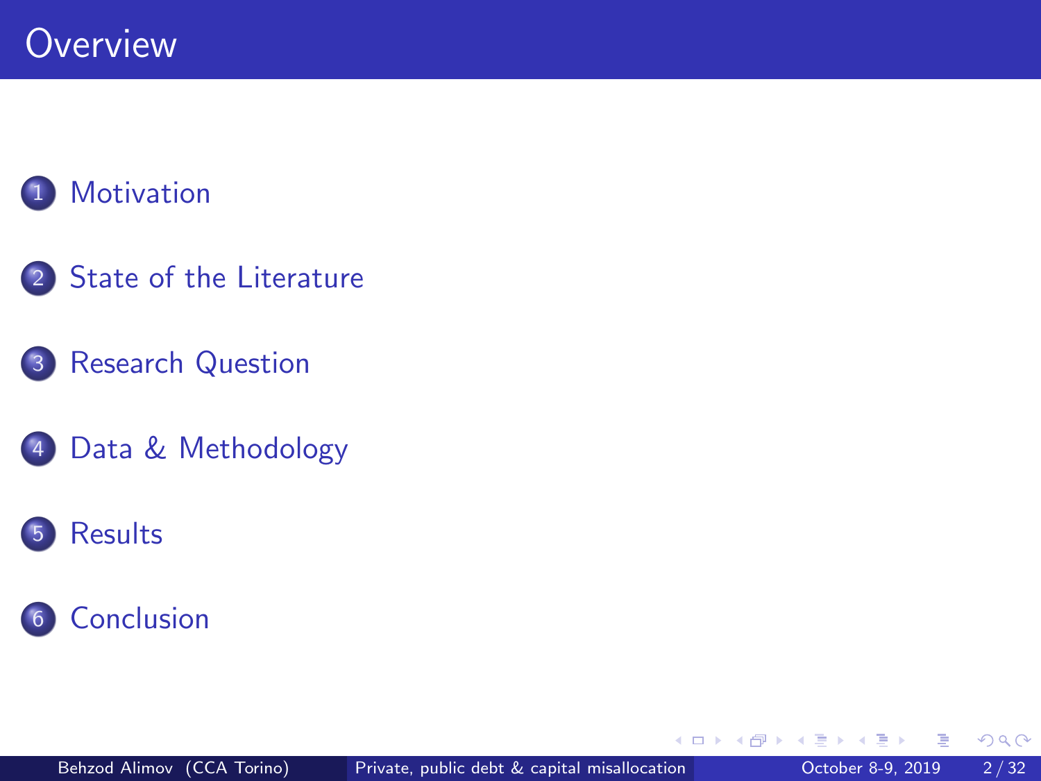# Overview

1. Motivation
2. State of the Literature
3. Research Question
4. Data & Methodology
5. Results
6. Conclusion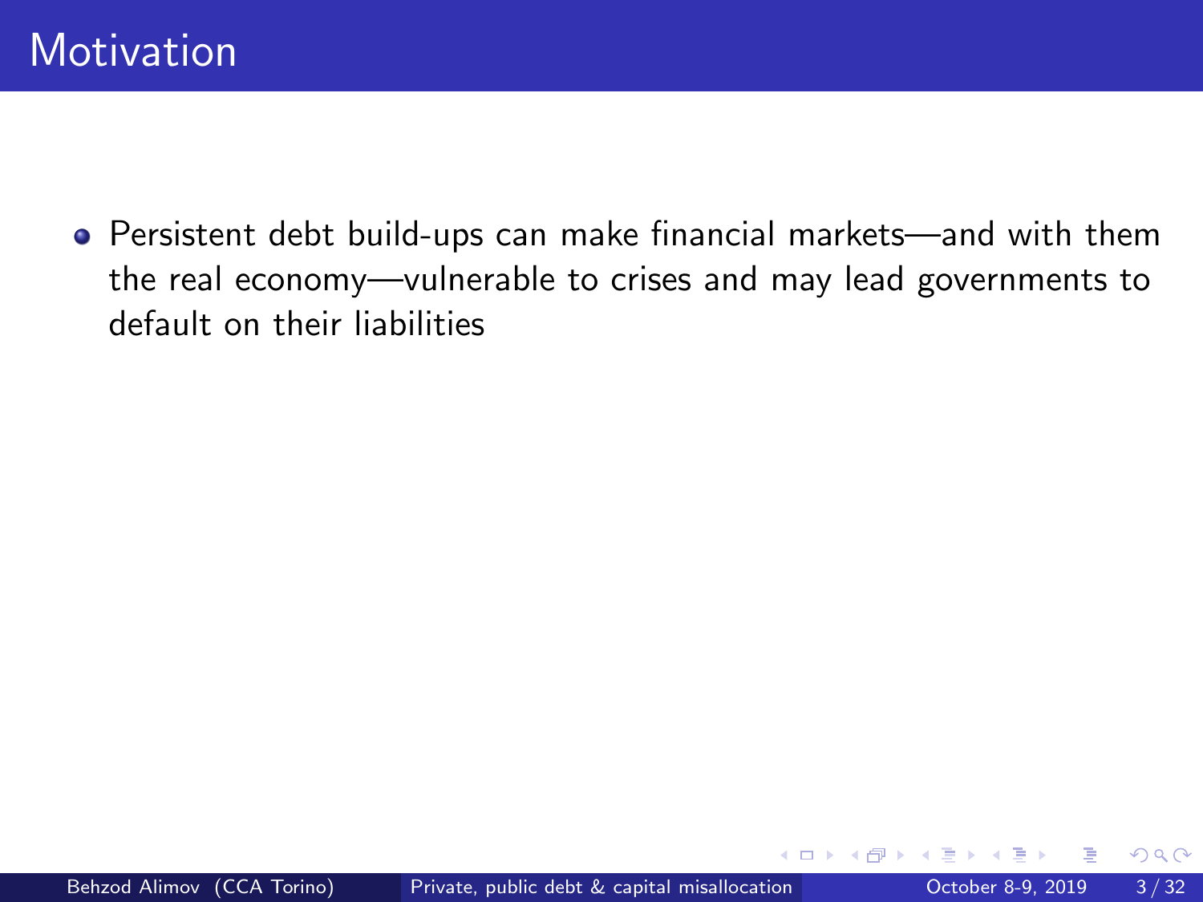# Motivation

- Persistent debt build-ups can make financial markets—and with them the real economy—vulnerable to crises and may lead governments to default on their liabilities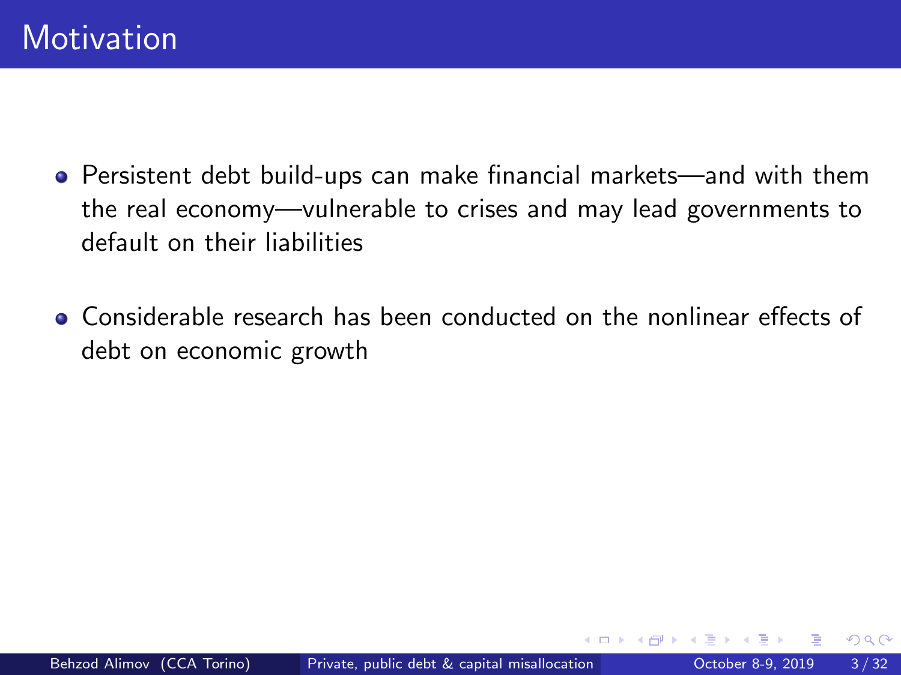# Motivation

- Persistent debt build-ups can make financial markets—and with them the real economy—vulnerable to crises and may lead governments to default on their liabilities
- Considerable research has been conducted on the nonlinear effects of debt on economic growth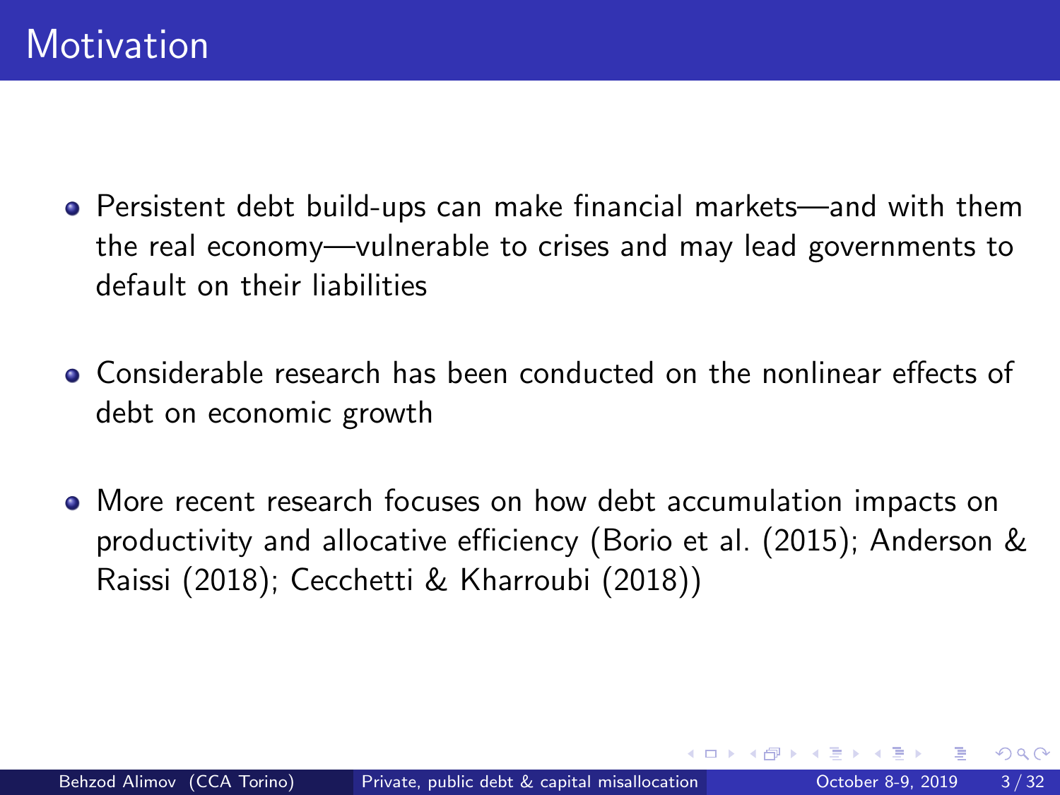# Motivation

- Persistent debt build-ups can make financial markets—and with them the real economy—vulnerable to crises and may lead governments to default on their liabilities
- Considerable research has been conducted on the nonlinear effects of debt on economic growth
- More recent research focuses on how debt accumulation impacts on productivity and allocative efficiency (Borio et al. (2015); Anderson & Raissi (2018); Cecchetti & Kharroubi (2018))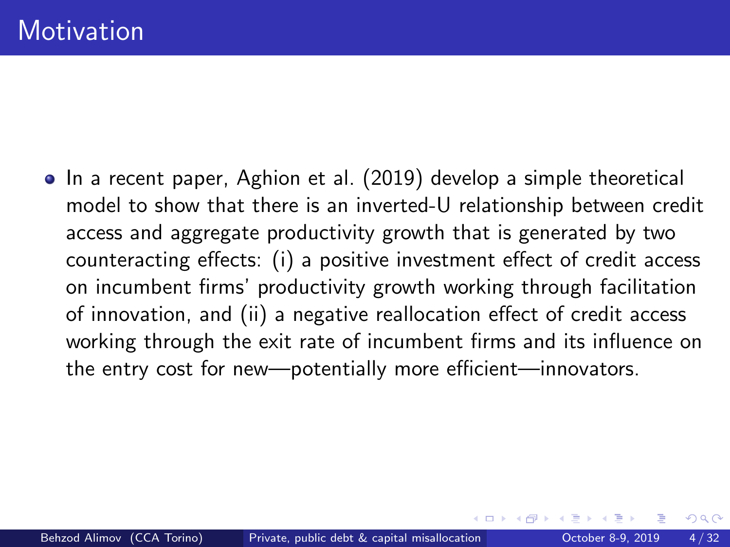# Motivation

- In a recent paper, Aghion et al. (2019) develop a simple theoretical model to show that there is an inverted-U relationship between credit access and aggregate productivity growth that is generated by two counteracting effects: (i) a positive investment effect of credit access on incumbent firms' productivity growth working through facilitation of innovation, and (ii) a negative reallocation effect of credit access working through the exit rate of incumbent firms and its influence on the entry cost for new—potentially more efficient—innovators.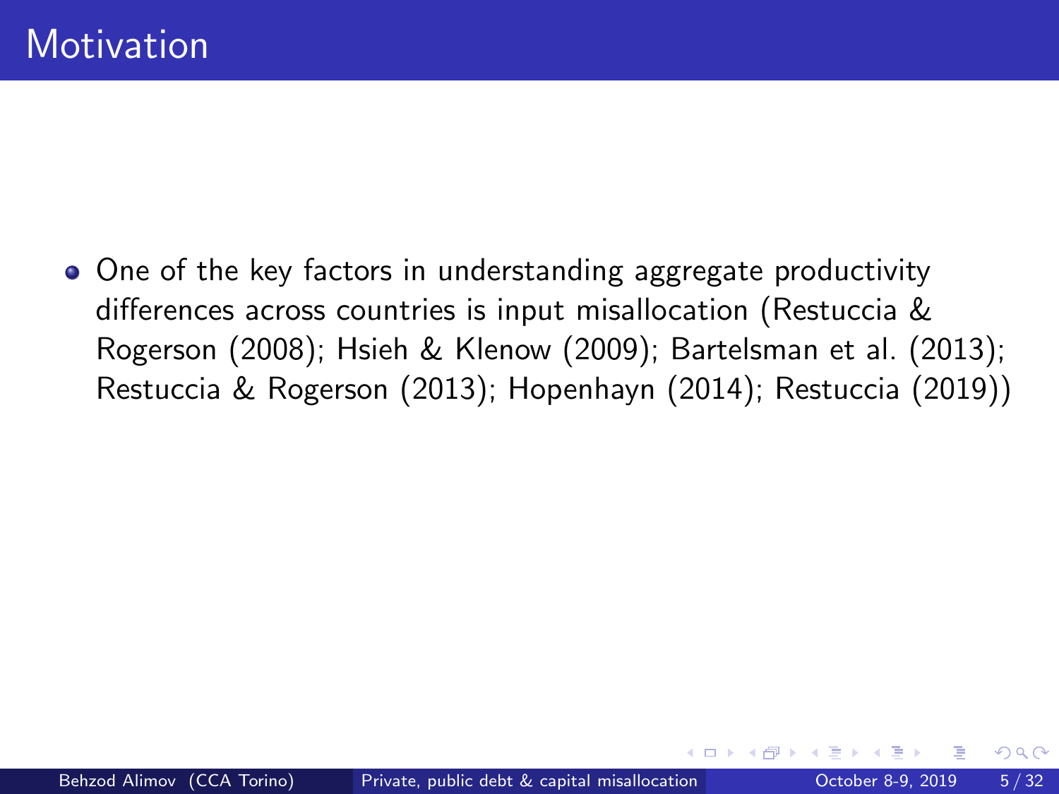# Motivation

- One of the key factors in understanding aggregate productivity differences across countries is input misallocation (Restuccia & Rogerson (2008); Hsieh & Klenow (2009); Bartelsman et al. (2013); Restuccia & Rogerson (2013); Hopenhayn (2014); Restuccia (2019))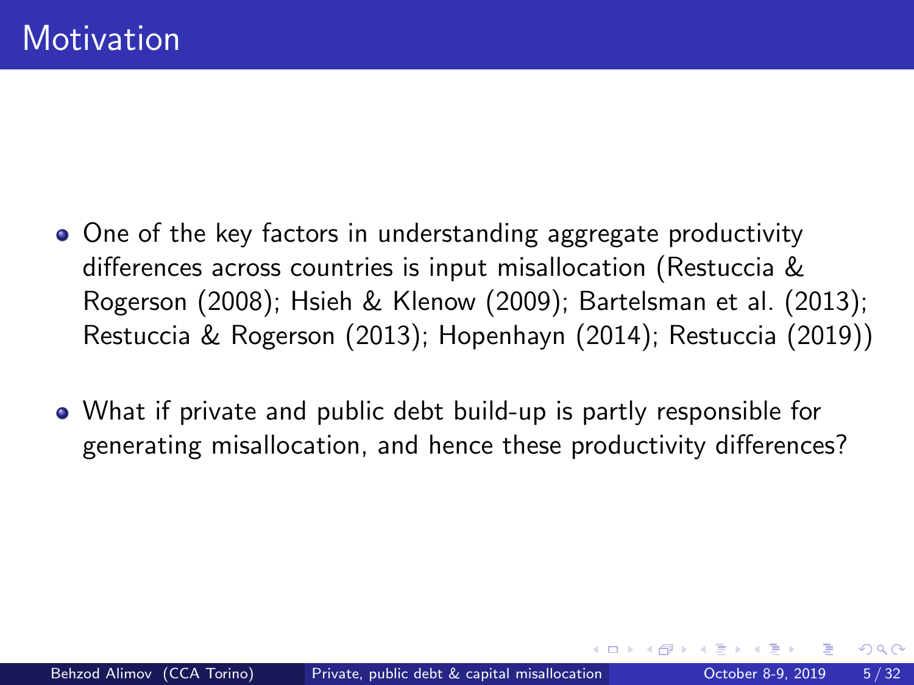# Motivation

- One of the key factors in understanding aggregate productivity differences across countries is input misallocation (Restuccia & Rogerson (2008); Hsieh & Klenow (2009); Bartelsman et al. (2013); Restuccia & Rogerson (2013); Hopenhayn (2014); Restuccia (2019))
- What if private and public debt build-up is partly responsible for generating misallocation, and hence these productivity differences?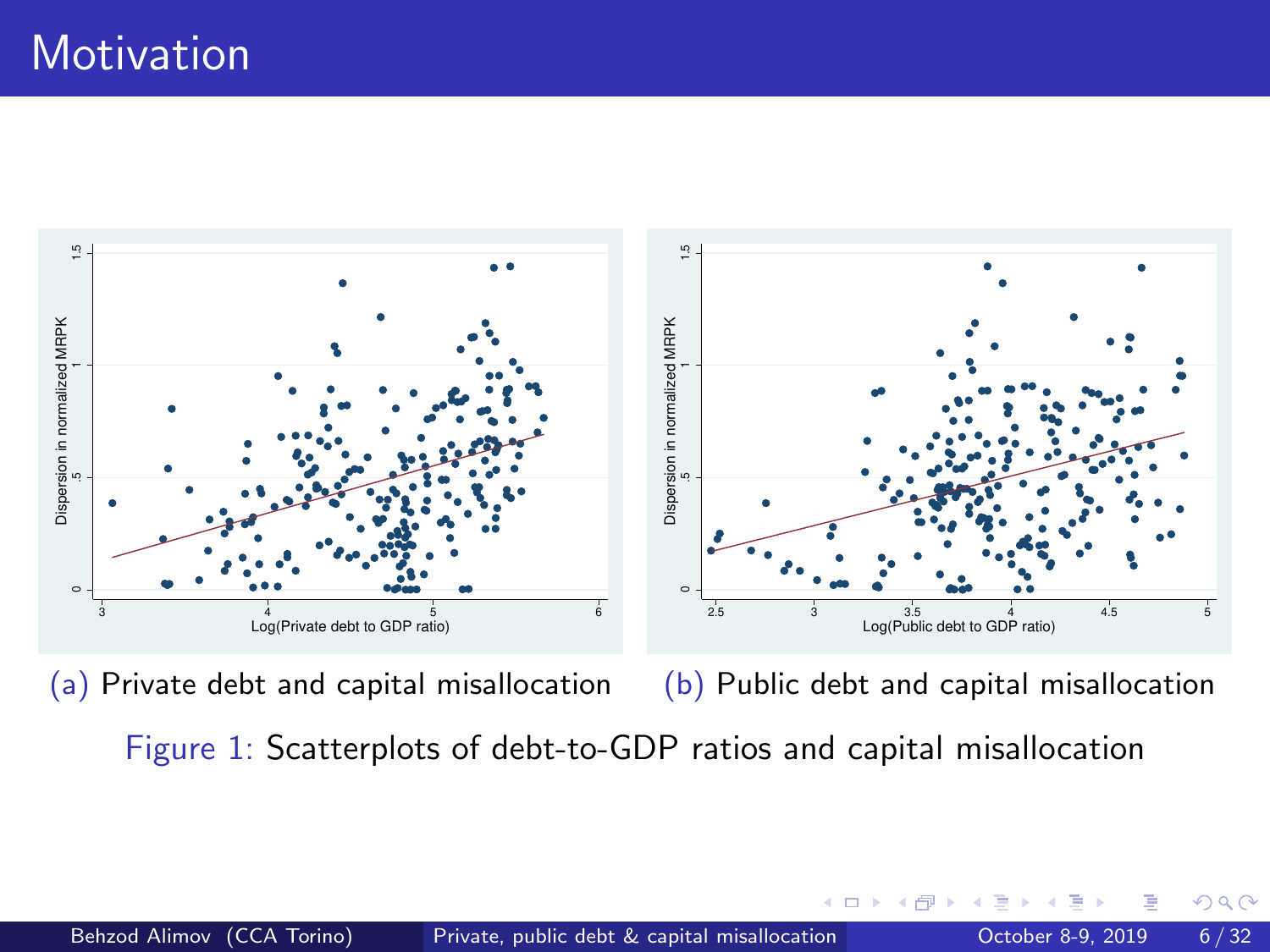# Motivation

(a) Private debt and capital misallocation

(b) Public debt and capital misallocation

Figure 1: Scatterplots of debt-to-GDP ratios and capital misallocation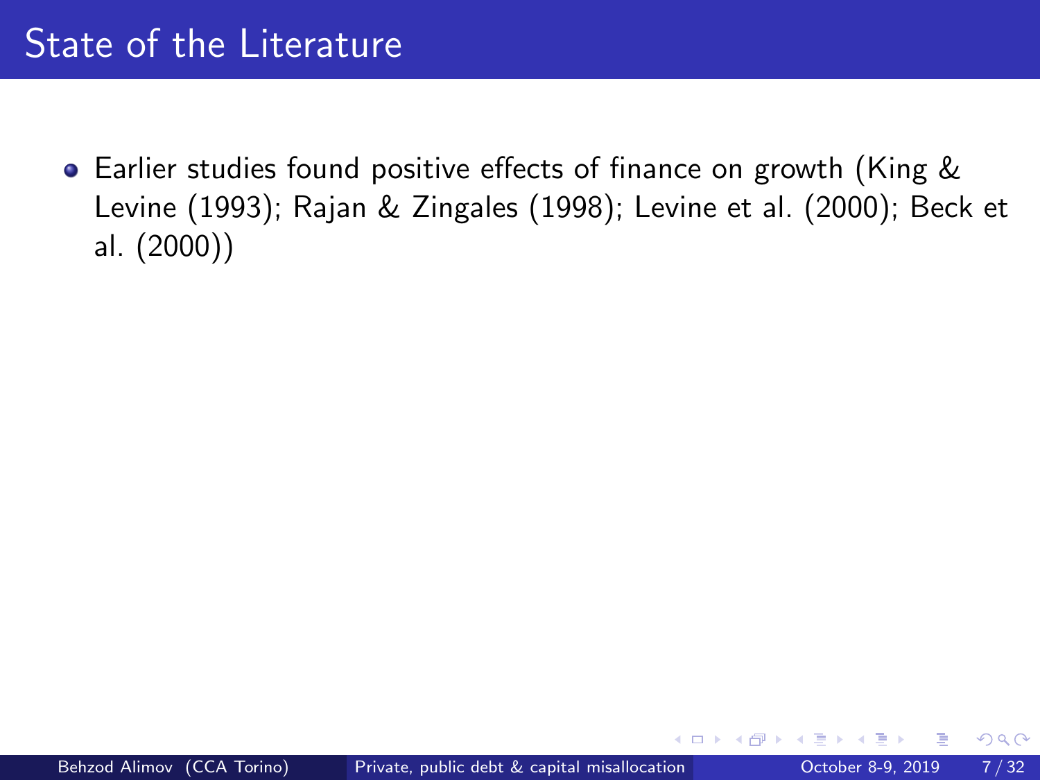# State of the Literature

- Earlier studies found positive effects of finance on growth (King & Levine (1993); Rajan & Zingales (1998); Levine et al. (2000); Beck et al. (2000))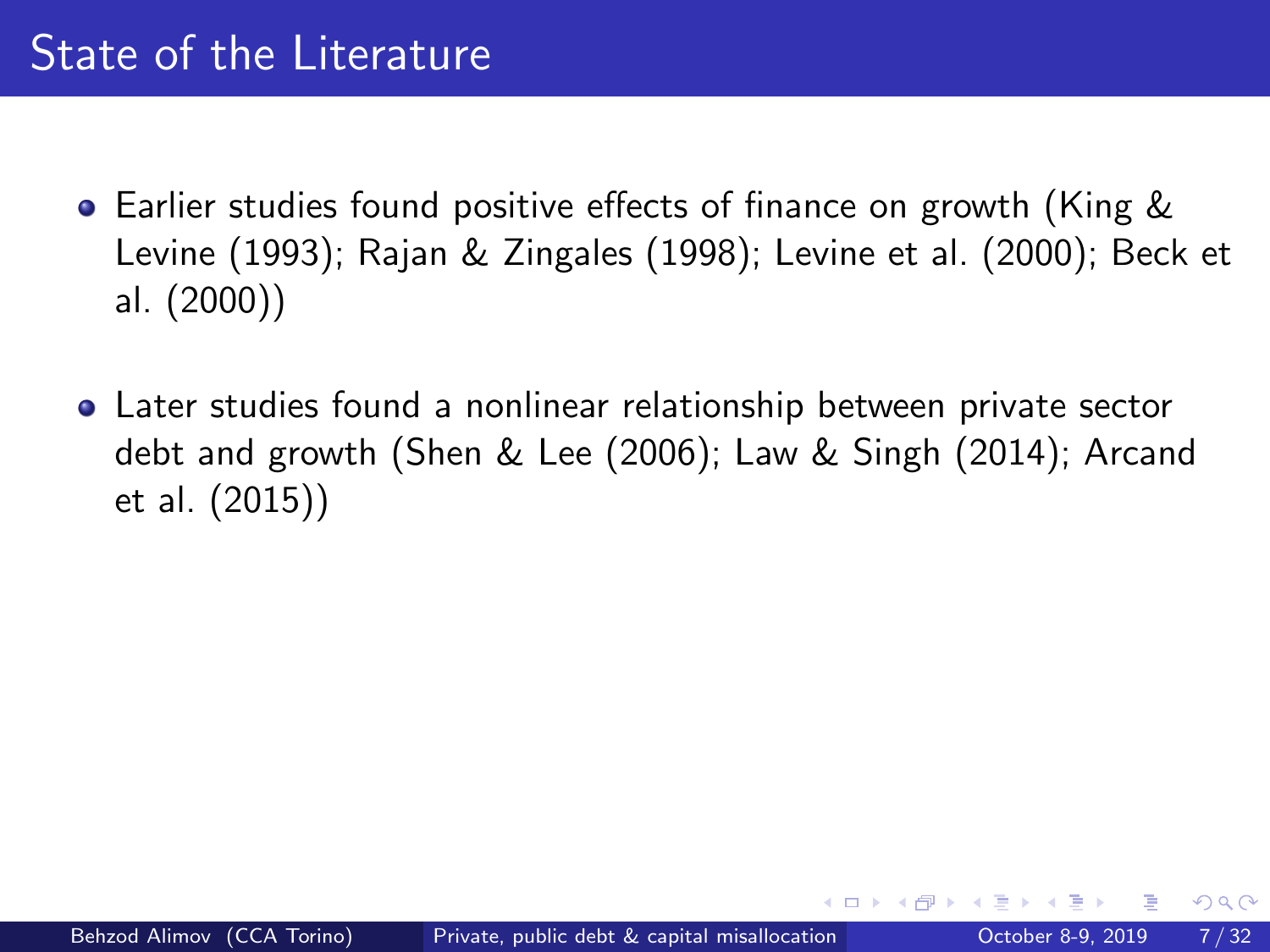# State of the Literature

- Earlier studies found positive effects of finance on growth (King & Levine (1993); Rajan & Zingales (1998); Levine et al. (2000); Beck et al. (2000))

- Later studies found a nonlinear relationship between private sector debt and growth (Shen & Lee (2006); Law & Singh (2014); Arcand et al. (2015))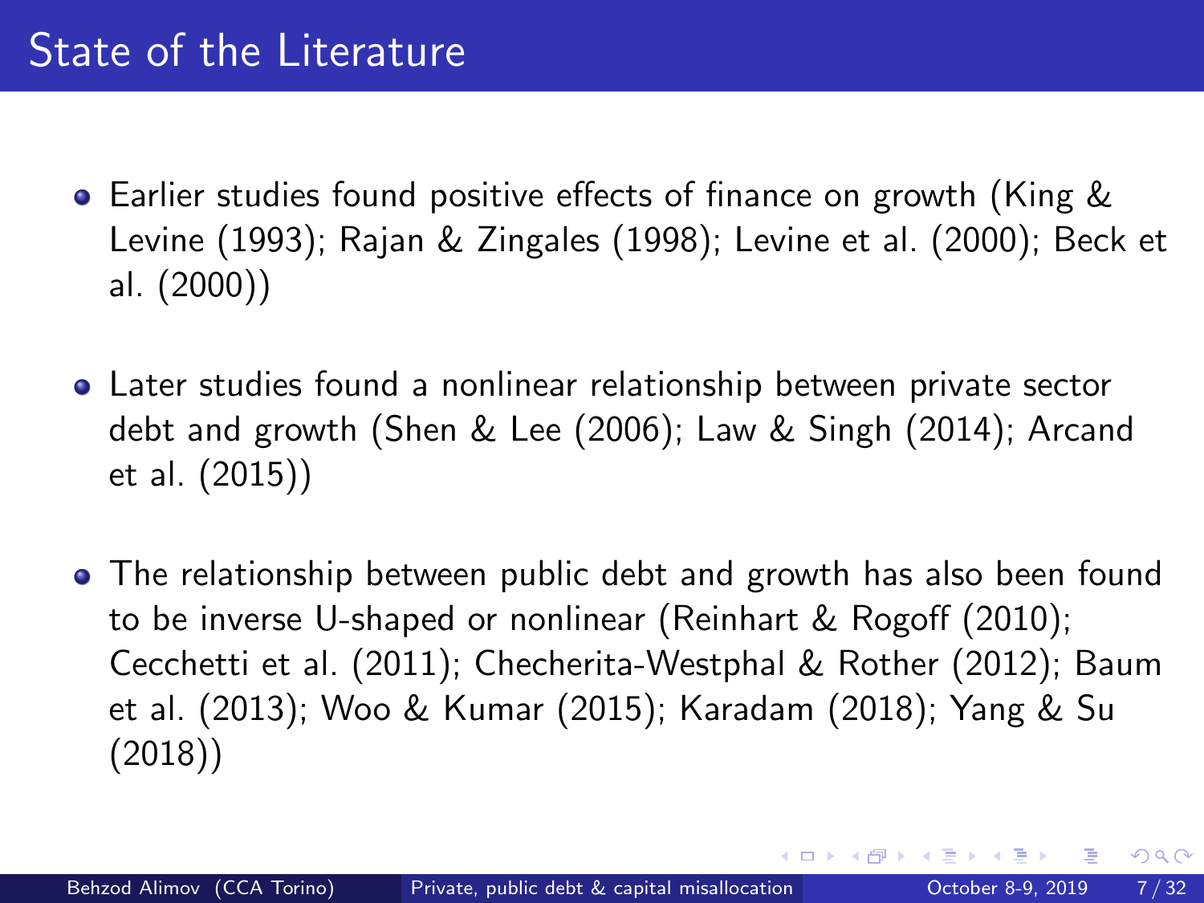# State of the Literature

- Earlier studies found positive effects of finance on growth (King & Levine (1993); Rajan & Zingales (1998); Levine et al. (2000); Beck et al. (2000))
- Later studies found a nonlinear relationship between private sector debt and growth (Shen & Lee (2006); Law & Singh (2014); Arcand et al. (2015))
- The relationship between public debt and growth has also been found to be inverse U-shaped or nonlinear (Reinhart & Rogoff (2010); Cecchetti et al. (2011); Checherita-Westphal & Rother (2012); Baum et al. (2013); Woo & Kumar (2015); Karadam (2018); Yang & Su (2018))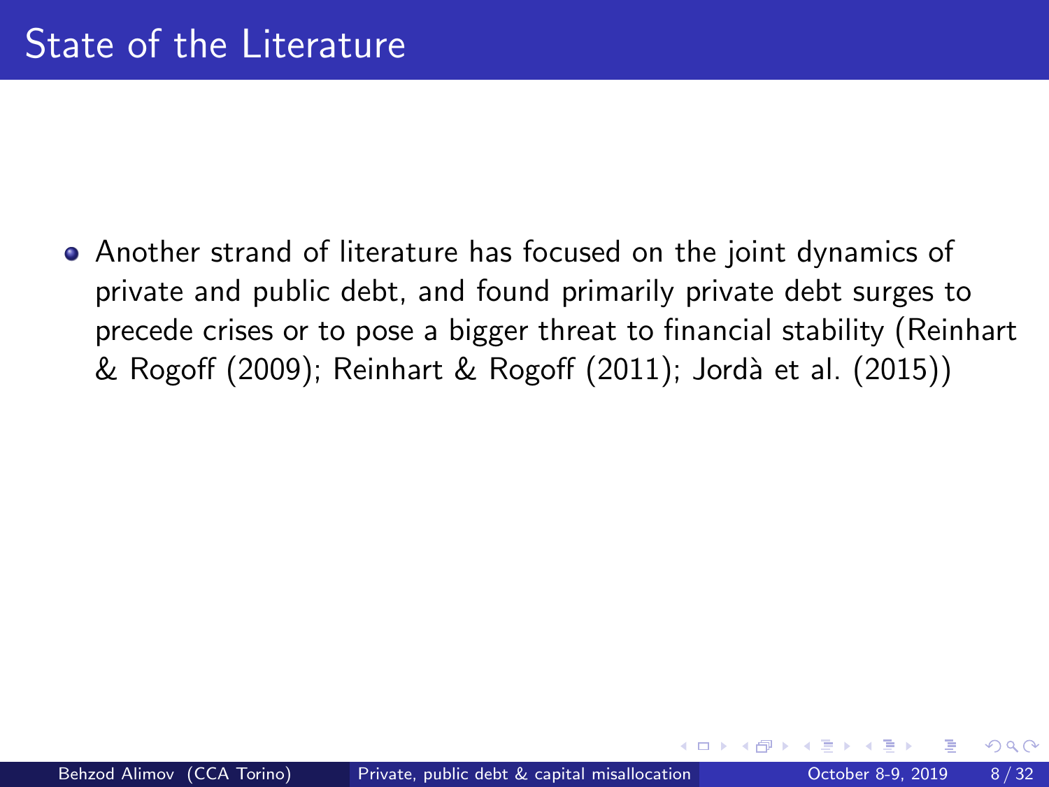# State of the Literature

- Another strand of literature has focused on the joint dynamics of private and public debt, and found primarily private debt surges to precede crises or to pose a bigger threat to financial stability (Reinhart & Rogoff (2009); Reinhart & Rogoff (2011); Jordà et al. (2015))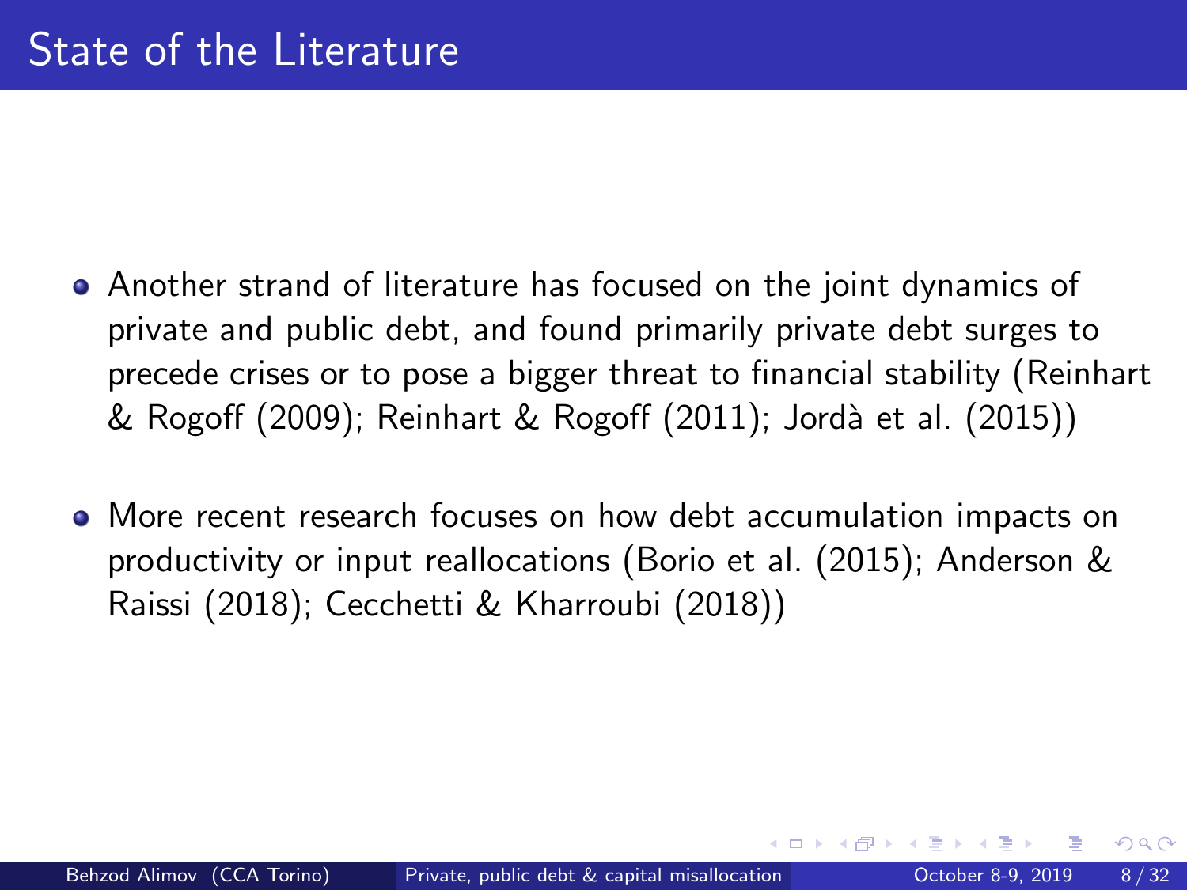# State of the Literature

- Another strand of literature has focused on the joint dynamics of private and public debt, and found primarily private debt surges to precede crises or to pose a bigger threat to financial stability (Reinhart & Rogoff (2009); Reinhart & Rogoff (2011); Jordà et al. (2015))

- More recent research focuses on how debt accumulation impacts on productivity or input reallocations (Borio et al. (2015); Anderson & Raissi (2018); Cecchetti & Kharroubi (2018))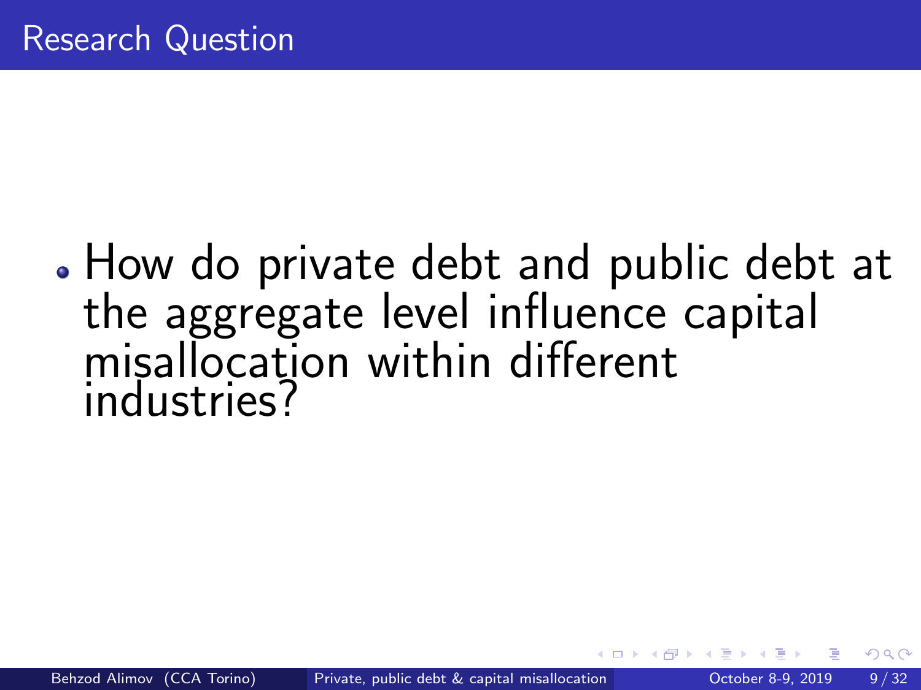# Research Question

- How do private debt and public debt at the aggregate level influence capital misallocation within different industries?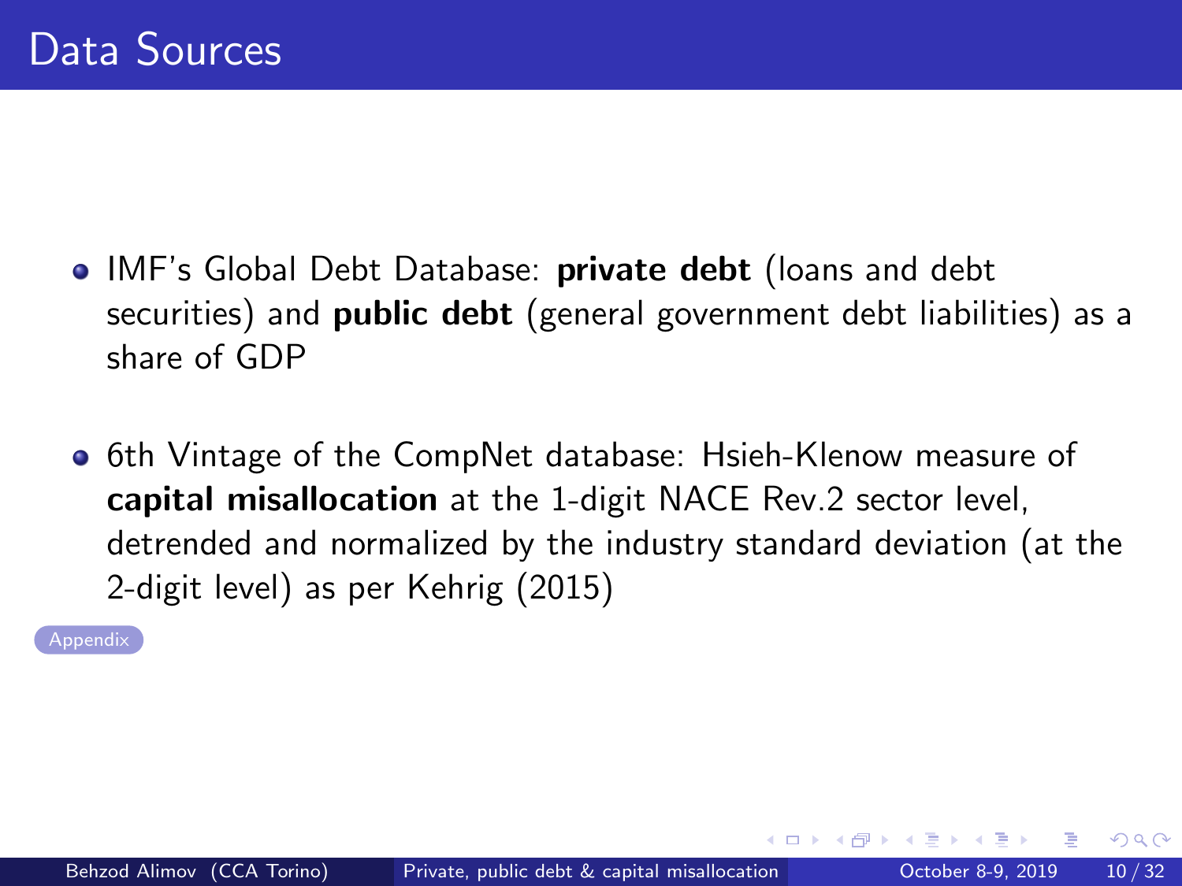# Data Sources

- IMF's Global Debt Database: **private debt** (loans and debt securities) and **public debt** (general government debt liabilities) as a share of GDP

- 6th Vintage of the CompNet database: Hsieh-Klenow measure of **capital misallocation** at the 1-digit NACE Rev.2 sector level, detrended and normalized by the industry standard deviation (at the 2-digit level) as per Kehrig (2015)

Appendix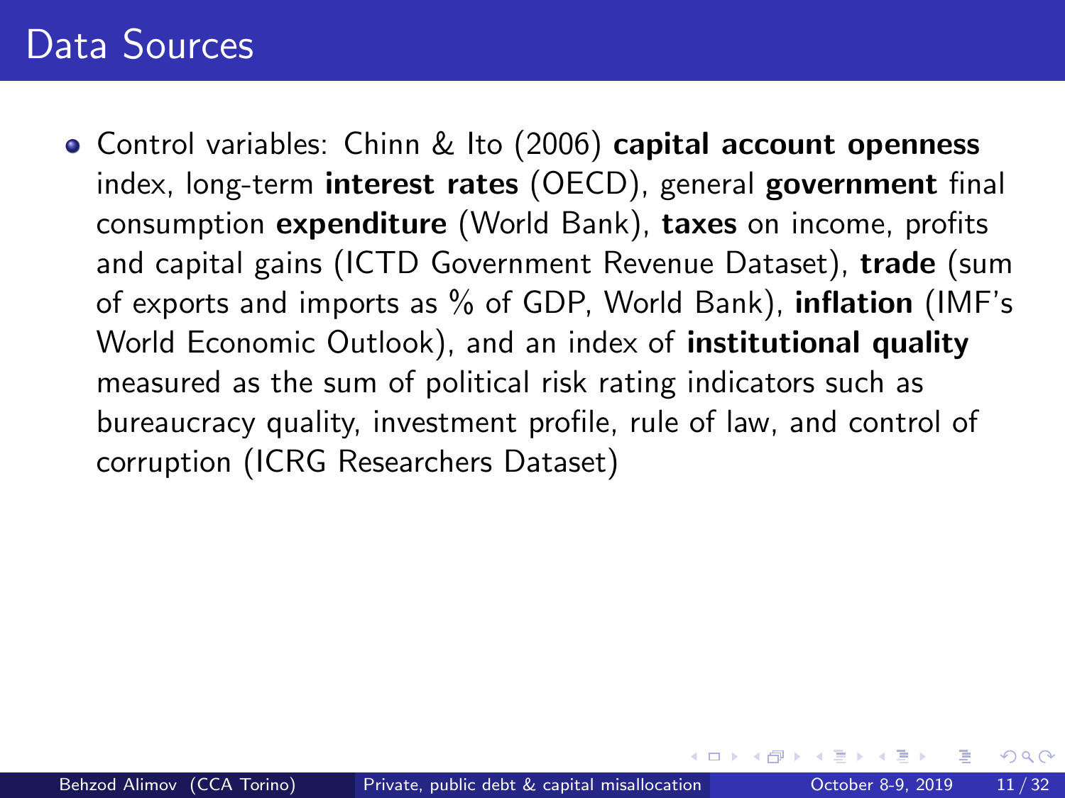# Data Sources

- Control variables: Chinn & Ito (2006) **capital account openness** index, long-term **interest rates** (OECD), general **government** final consumption **expenditure** (World Bank), **taxes** on income, profits and capital gains (ICTD Government Revenue Dataset), **trade** (sum of exports and imports as % of GDP, World Bank), **inflation** (IMF's World Economic Outlook), and an index of **institutional quality** measured as the sum of political risk rating indicators such as bureaucracy quality, investment profile, rule of law, and control of corruption (ICRG Researchers Dataset)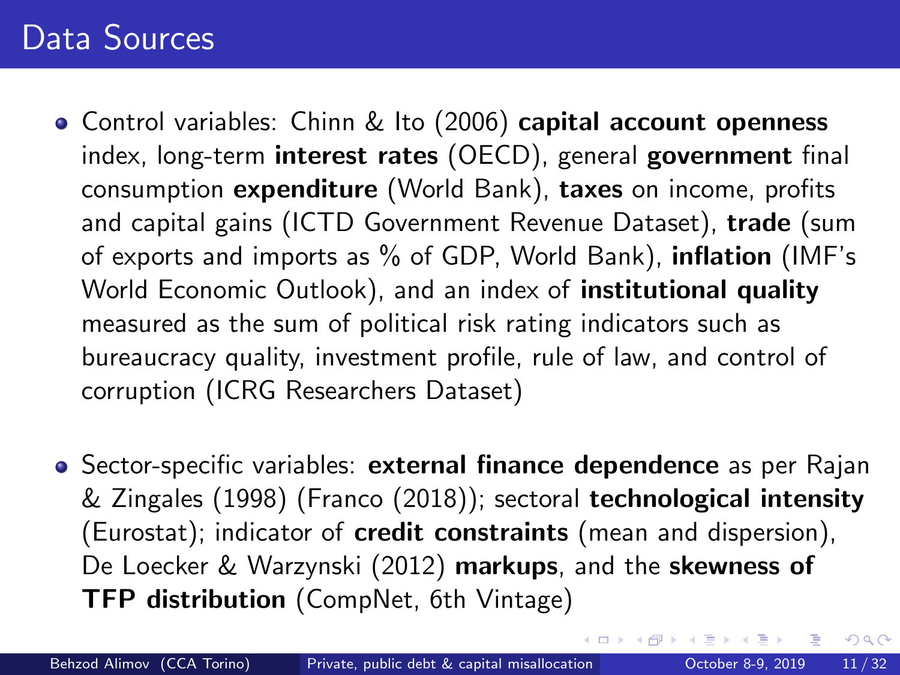# Data Sources

- Control variables: Chinn & Ito (2006) **capital account openness** index, long-term **interest rates** (OECD), general **government** final consumption **expenditure** (World Bank), **taxes** on income, profits and capital gains (ICTD Government Revenue Dataset), **trade** (sum of exports and imports as % of GDP, World Bank), **inflation** (IMF's World Economic Outlook), and an index of **institutional quality** measured as the sum of political risk rating indicators such as bureaucracy quality, investment profile, rule of law, and control of corruption (ICRG Researchers Dataset)

- Sector-specific variables: **external finance dependence** as per Rajan & Zingales (1998) (Franco (2018)); sectoral **technological intensity** (Eurostat); indicator of **credit constraints** (mean and dispersion), De Loecker & Warzynski (2012) **markups**, and the **skewness of TFP distribution** (CompNet, 6th Vintage)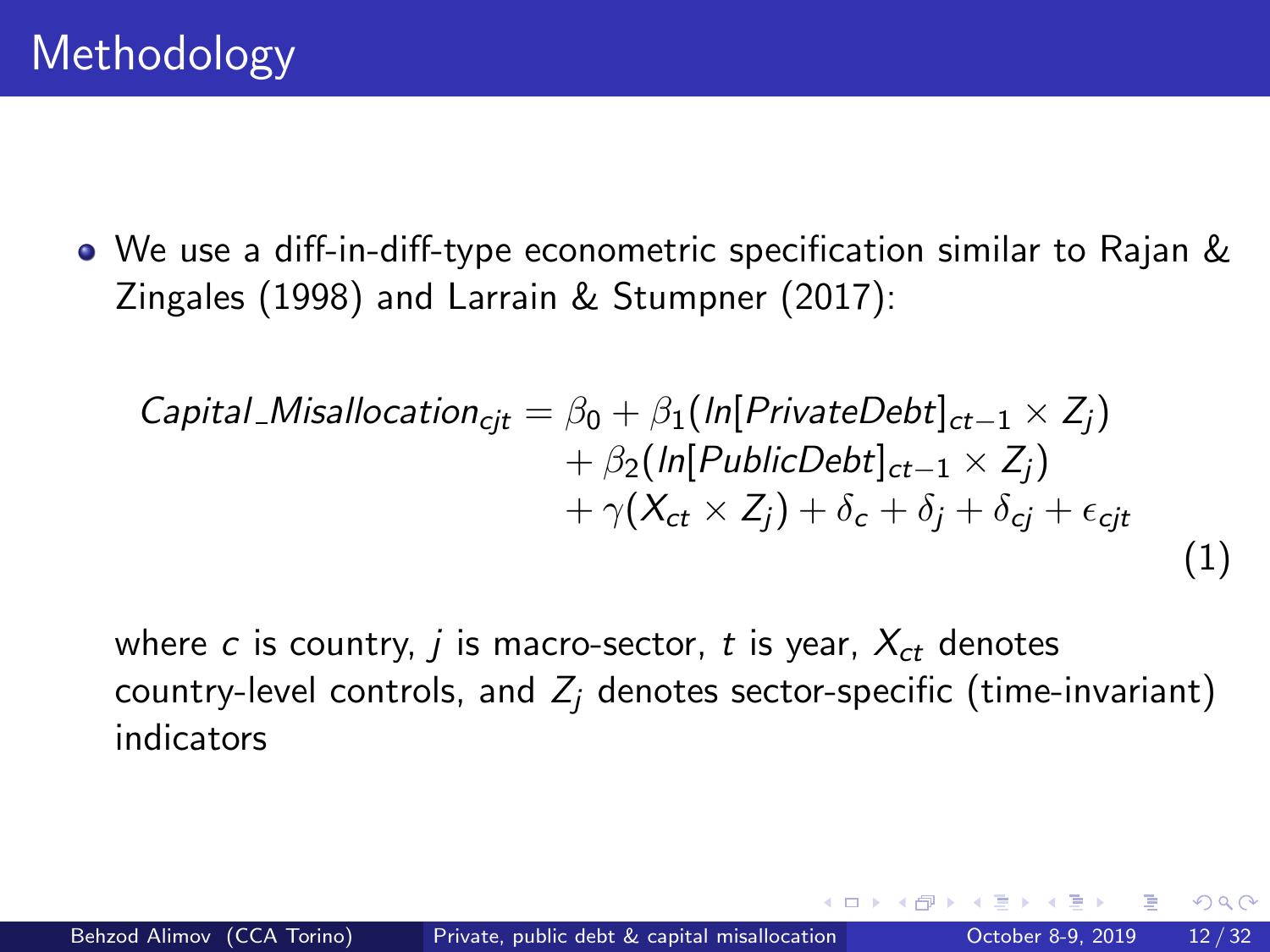# Methodology

- We use a diff-in-diff-type econometric specification similar to Rajan & Zingales (1998) and Larrain & Stumpner (2017):

$$
\begin{aligned}
Capital\_Misallocation_{cjt} = \beta_0 &+ \beta_1(ln[PrivateDebt]_{ct-1} \times Z_j) \\
&+ \beta_2(ln[PublicDebt]_{ct-1} \times Z_j) \\
&+ \gamma(X_{ct} \times Z_j) + \delta_c + \delta_j + \delta_{cj} + \epsilon_{cjt}
\end{aligned}
\tag{1}
$$

where $c$ is country, $j$ is macro-sector, $t$ is year, $X_{ct}$ denotes country-level controls, and $Z_j$ denotes sector-specific (time-invariant) indicators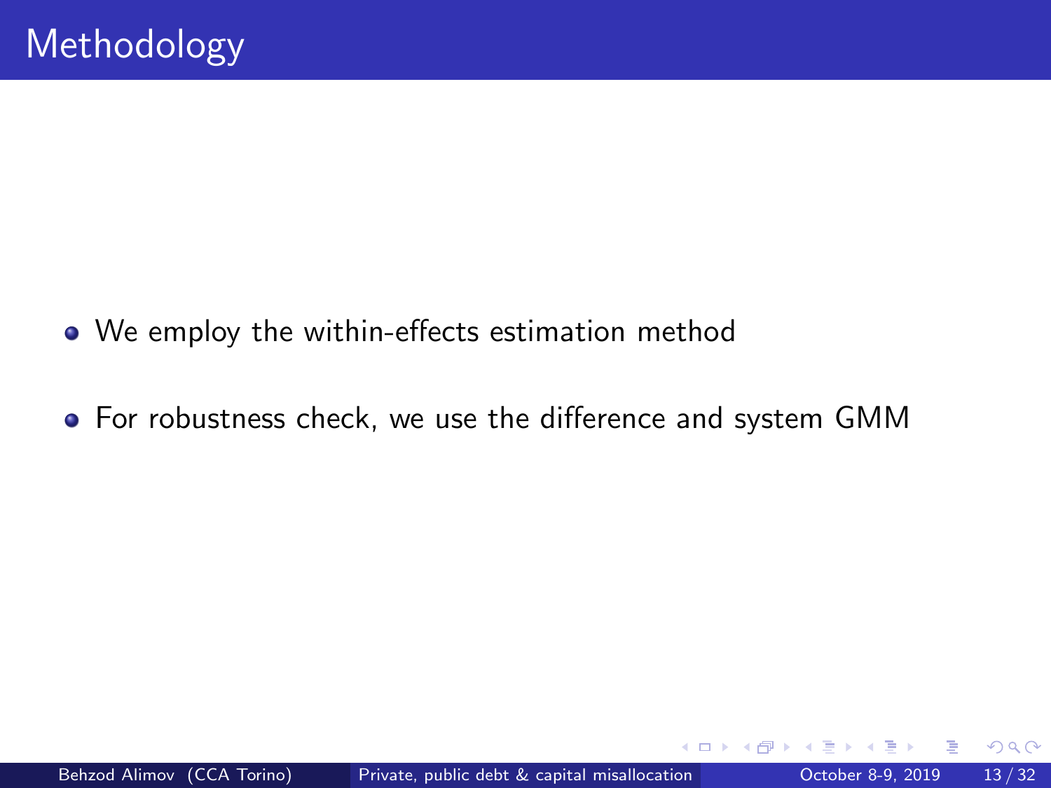# Methodology

- We employ the within-effects estimation method
- For robustness check, we use the difference and system GMM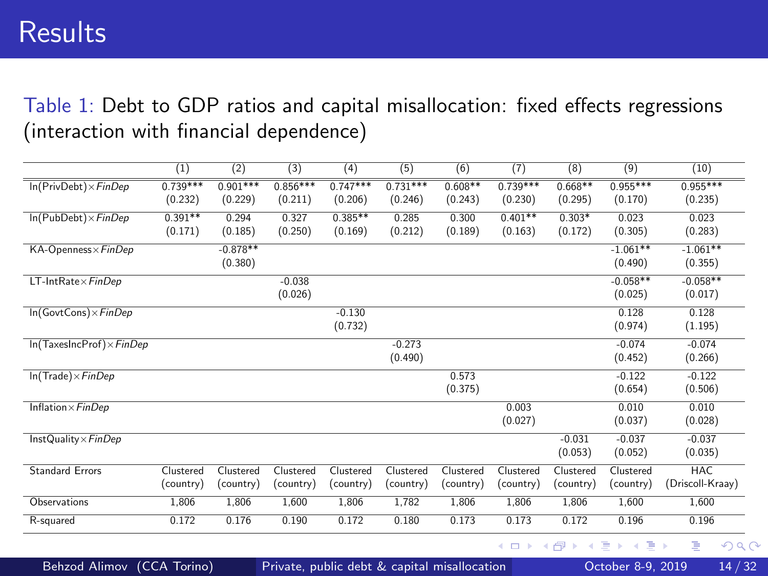# Results

Table 1: Debt to GDP ratios and capital misallocation: fixed effects regressions (interaction with financial dependence)

| | (1) | (2) | (3) | (4) | (5) | (6) | (7) | (8) | (9) | (10) |
|---|---|---|---|---|---|---|---|---|---|---|
| ln(PrivDebt)×*FinDep* | 0.739*** | 0.901*** | 0.856*** | 0.747*** | 0.731*** | 0.608** | 0.739*** | 0.668** | 0.955*** | 0.955*** |
| | (0.232) | (0.229) | (0.211) | (0.206) | (0.246) | (0.243) | (0.230) | (0.295) | (0.170) | (0.235) |
| ln(PubDebt)×*FinDep* | 0.391** | 0.294 | 0.327 | 0.385** | 0.285 | 0.300 | 0.401** | 0.303* | 0.023 | 0.023 |
| | (0.171) | (0.185) | (0.250) | (0.169) | (0.212) | (0.189) | (0.163) | (0.172) | (0.305) | (0.283) |
| KA-Openness×*FinDep* | | -0.878** | | | | | | | -1.061** | -1.061** |
| | | (0.380) | | | | | | | (0.490) | (0.355) |
| LT-IntRate×*FinDep* | | | -0.038 | | | | | | -0.058** | -0.058** |
| | | | (0.026) | | | | | | (0.025) | (0.017) |
| ln(GovtCons)×*FinDep* | | | | -0.130 | | | | | 0.128 | 0.128 |
| | | | | (0.732) | | | | | (0.974) | (1.195) |
| ln(TaxesIncProf)×*FinDep* | | | | | -0.273 | | | | -0.074 | -0.074 |
| | | | | | (0.490) | | | | (0.452) | (0.266) |
| ln(Trade)×*FinDep* | | | | | | 0.573 | | | -0.122 | -0.122 |
| | | | | | | (0.375) | | | (0.654) | (0.506) |
| Inflation×*FinDep* | | | | | | | 0.003 | | 0.010 | 0.010 |
| | | | | | | | (0.027) | | (0.037) | (0.028) |
| InstQuality×*FinDep* | | | | | | | | -0.031 | -0.037 | -0.037 |
| | | | | | | | | (0.053) | (0.052) | (0.035) |
| Standard Errors | Clustered (country) | Clustered (country) | Clustered (country) | Clustered (country) | Clustered (country) | Clustered (country) | Clustered (country) | Clustered (country) | Clustered (country) | HAC (Driscoll-Kraay) |
| Observations | 1,806 | 1,806 | 1,600 | 1,806 | 1,782 | 1,806 | 1,806 | 1,806 | 1,600 | 1,600 |
| R-squared | 0.172 | 0.176 | 0.190 | 0.172 | 0.180 | 0.173 | 0.173 | 0.172 | 0.196 | 0.196 |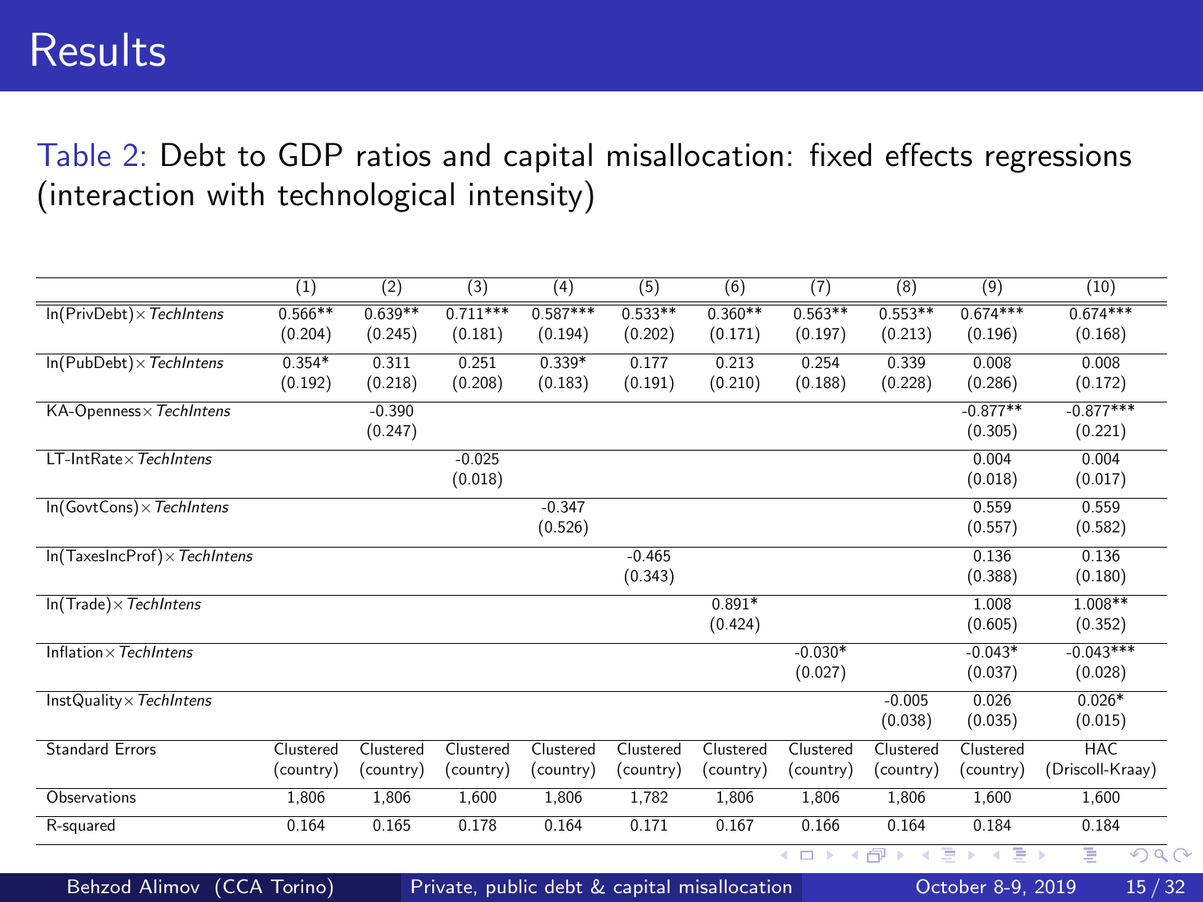# Results

Table 2: Debt to GDP ratios and capital misallocation: fixed effects regressions (interaction with technological intensity)

| | (1) | (2) | (3) | (4) | (5) | (6) | (7) | (8) | (9) | (10) |
|---|---|---|---|---|---|---|---|---|---|---|
| ln(PrivDebt)× *TechIntens* | 0.566** | 0.639** | 0.711*** | 0.587*** | 0.533** | 0.360** | 0.563** | 0.553** | 0.674*** | 0.674*** |
| | (0.204) | (0.245) | (0.181) | (0.194) | (0.202) | (0.171) | (0.197) | (0.213) | (0.196) | (0.168) |
| ln(PubDebt)× *TechIntens* | 0.354* | 0.311 | 0.251 | 0.339* | 0.177 | 0.213 | 0.254 | 0.339 | 0.008 | 0.008 |
| | (0.192) | (0.218) | (0.208) | (0.183) | (0.191) | (0.210) | (0.188) | (0.228) | (0.286) | (0.172) |
| KA-Openness× *TechIntens* | | -0.390 | | | | | | | -0.877** | -0.877*** |
| | | (0.247) | | | | | | | (0.305) | (0.221) |
| LT-IntRate× *TechIntens* | | | -0.025 | | | | | | 0.004 | 0.004 |
| | | | (0.018) | | | | | | (0.018) | (0.017) |
| ln(GovtCons)× *TechIntens* | | | | -0.347 | | | | | 0.559 | 0.559 |
| | | | | (0.526) | | | | | (0.557) | (0.582) |
| ln(TaxesIncProf)× *TechIntens* | | | | | -0.465 | | | | 0.136 | 0.136 |
| | | | | | (0.343) | | | | (0.388) | (0.180) |
| ln(Trade)× *TechIntens* | | | | | | 0.891* | | | 1.008 | 1.008** |
| | | | | | | (0.424) | | | (0.605) | (0.352) |
| Inflation× *TechIntens* | | | | | | | -0.030* | | -0.043* | -0.043*** |
| | | | | | | | (0.027) | | (0.037) | (0.028) |
| InstQuality× *TechIntens* | | | | | | | | -0.005 | 0.026 | 0.026* |
| | | | | | | | | (0.038) | (0.035) | (0.015) |
| Standard Errors | Clustered (country) | Clustered (country) | Clustered (country) | Clustered (country) | Clustered (country) | Clustered (country) | Clustered (country) | Clustered (country) | Clustered (country) | HAC (Driscoll-Kraay) |
| Observations | 1,806 | 1,806 | 1,600 | 1,806 | 1,782 | 1,806 | 1,806 | 1,806 | 1,600 | 1,600 |
| R-squared | 0.164 | 0.165 | 0.178 | 0.164 | 0.171 | 0.167 | 0.166 | 0.164 | 0.184 | 0.184 |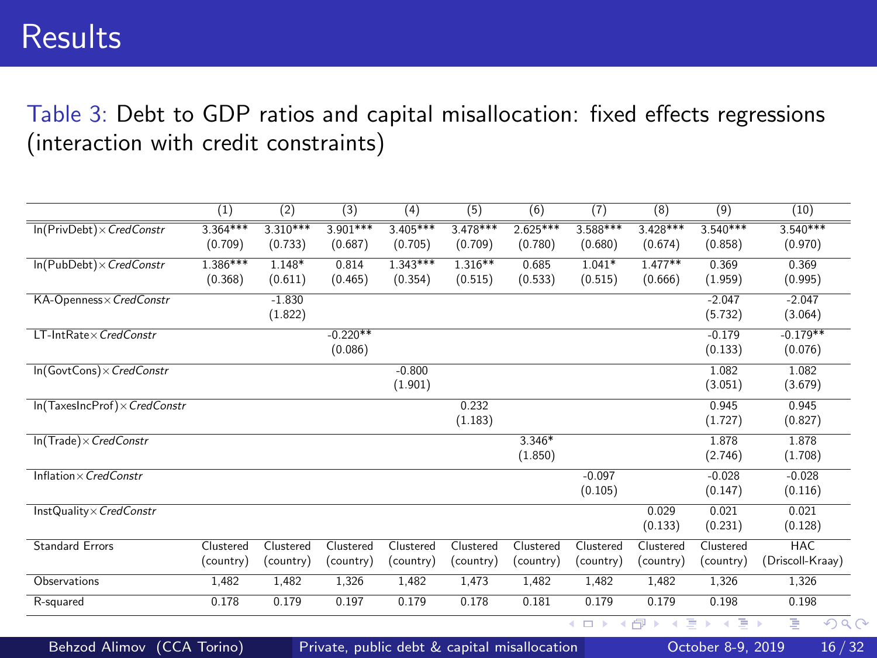# Results

Table 3: Debt to GDP ratios and capital misallocation: fixed effects regressions (interaction with credit constraints)

| | (1) | (2) | (3) | (4) | (5) | (6) | (7) | (8) | (9) | (10) |
|---|---|---|---|---|---|---|---|---|---|---|
| ln(PrivDebt)×*CredConstr* | 3.364*** | 3.310*** | 3.901*** | 3.405*** | 3.478*** | 2.625*** | 3.588*** | 3.428*** | 3.540*** | 3.540*** |
| | (0.709) | (0.733) | (0.687) | (0.705) | (0.709) | (0.780) | (0.680) | (0.674) | (0.858) | (0.970) |
| ln(PubDebt)×*CredConstr* | 1.386*** | 1.148* | 0.814 | 1.343*** | 1.316** | 0.685 | 1.041* | 1.477** | 0.369 | 0.369 |
| | (0.368) | (0.611) | (0.465) | (0.354) | (0.515) | (0.533) | (0.515) | (0.666) | (1.959) | (0.995) |
| KA-Openness×*CredConstr* | | -1.830 | | | | | | | -2.047 | -2.047 |
| | | (1.822) | | | | | | | (5.732) | (3.064) |
| LT-IntRate×*CredConstr* | | | -0.220** | | | | | | -0.179 | -0.179** |
| | | | (0.086) | | | | | | (0.133) | (0.076) |
| ln(GovtCons)×*CredConstr* | | | | -0.800 | | | | | 1.082 | 1.082 |
| | | | | (1.901) | | | | | (3.051) | (3.679) |
| ln(TaxesIncProf)×*CredConstr* | | | | | 0.232 | | | | 0.945 | 0.945 |
| | | | | | (1.183) | | | | (1.727) | (0.827) |
| ln(Trade)×*CredConstr* | | | | | | 3.346* | | | 1.878 | 1.878 |
| | | | | | | (1.850) | | | (2.746) | (1.708) |
| Inflation×*CredConstr* | | | | | | | -0.097 | | -0.028 | -0.028 |
| | | | | | | | (0.105) | | (0.147) | (0.116) |
| InstQuality×*CredConstr* | | | | | | | | 0.029 | 0.021 | 0.021 |
| | | | | | | | | (0.133) | (0.231) | (0.128) |
| Standard Errors | Clustered (country) | Clustered (country) | Clustered (country) | Clustered (country) | Clustered (country) | Clustered (country) | Clustered (country) | Clustered (country) | Clustered (country) | HAC (Driscoll-Kraay) |
| Observations | 1,482 | 1,482 | 1,326 | 1,482 | 1,473 | 1,482 | 1,482 | 1,482 | 1,326 | 1,326 |
| R-squared | 0.178 | 0.179 | 0.197 | 0.179 | 0.178 | 0.181 | 0.179 | 0.179 | 0.198 | 0.198 |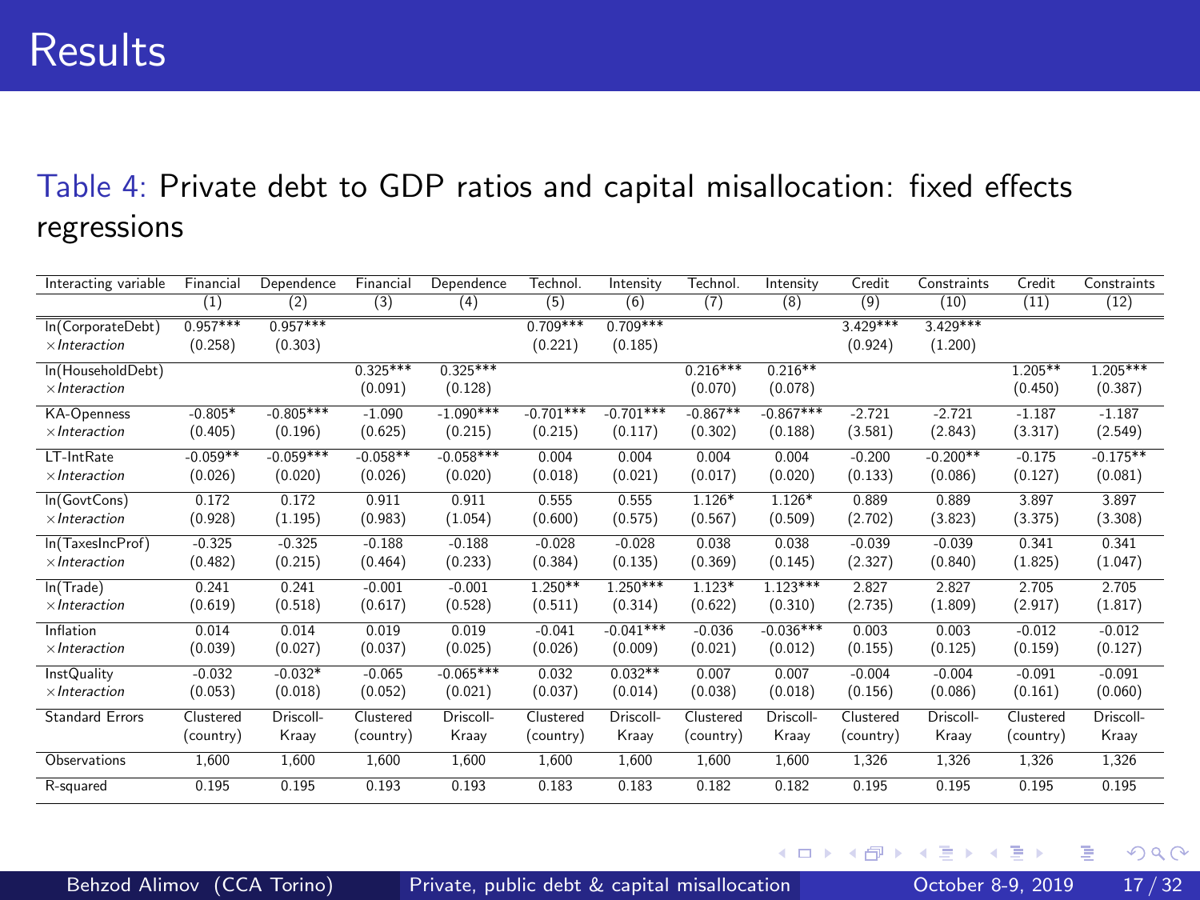# Results

Table 4: Private debt to GDP ratios and capital misallocation: fixed effects regressions

| Interacting variable | Financial | Dependence | Financial | Dependence | Technol. | Intensity | Technol. | Intensity | Credit | Constraints | Credit | Constraints |
|---|---|---|---|---|---|---|---|---|---|---|---|---|
| | (1) | (2) | (3) | (4) | (5) | (6) | (7) | (8) | (9) | (10) | (11) | (12) |
| ln(CorporateDebt) | 0.957*** | 0.957*** | | | 0.709*** | 0.709*** | | | 3.429*** | 3.429*** | | |
| ×*Interaction* | (0.258) | (0.303) | | | (0.221) | (0.185) | | | (0.924) | (1.200) | | |
| ln(HouseholdDebt) | | | 0.325*** | 0.325*** | | | 0.216*** | 0.216** | | | 1.205** | 1.205*** |
| ×*Interaction* | | | (0.091) | (0.128) | | | (0.070) | (0.078) | | | (0.450) | (0.387) |
| KA-Openness | -0.805* | -0.805*** | -1.090 | -1.090*** | -0.701*** | -0.701*** | -0.867** | -0.867*** | -2.721 | -2.721 | -1.187 | -1.187 |
| ×*Interaction* | (0.405) | (0.196) | (0.625) | (0.215) | (0.215) | (0.117) | (0.302) | (0.188) | (3.581) | (2.843) | (3.317) | (2.549) |
| LT-IntRate | -0.059** | -0.059*** | -0.058** | -0.058*** | 0.004 | 0.004 | 0.004 | 0.004 | -0.200 | -0.200** | -0.175 | -0.175** |
| ×*Interaction* | (0.026) | (0.020) | (0.026) | (0.020) | (0.018) | (0.021) | (0.017) | (0.020) | (0.133) | (0.086) | (0.127) | (0.081) |
| ln(GovtCons) | 0.172 | 0.172 | 0.911 | 0.911 | 0.555 | 0.555 | 1.126* | 1.126* | 0.889 | 0.889 | 3.897 | 3.897 |
| ×*Interaction* | (0.928) | (1.195) | (0.983) | (1.054) | (0.600) | (0.575) | (0.567) | (0.509) | (2.702) | (3.823) | (3.375) | (3.308) |
| ln(TaxesIncProf) | -0.325 | -0.325 | -0.188 | -0.188 | -0.028 | -0.028 | 0.038 | 0.038 | -0.039 | -0.039 | 0.341 | 0.341 |
| ×*Interaction* | (0.482) | (0.215) | (0.464) | (0.233) | (0.384) | (0.135) | (0.369) | (0.145) | (2.327) | (0.840) | (1.825) | (1.047) |
| ln(Trade) | 0.241 | 0.241 | -0.001 | -0.001 | 1.250** | 1.250*** | 1.123* | 1.123*** | 2.827 | 2.827 | 2.705 | 2.705 |
| ×*Interaction* | (0.619) | (0.518) | (0.617) | (0.528) | (0.511) | (0.314) | (0.622) | (0.310) | (2.735) | (1.809) | (2.917) | (1.817) |
| Inflation | 0.014 | 0.014 | 0.019 | 0.019 | -0.041 | -0.041*** | -0.036 | -0.036*** | 0.003 | 0.003 | -0.012 | -0.012 |
| ×*Interaction* | (0.039) | (0.027) | (0.037) | (0.025) | (0.026) | (0.009) | (0.021) | (0.012) | (0.155) | (0.125) | (0.159) | (0.127) |
| InstQuality | -0.032 | -0.032* | -0.065 | -0.065*** | 0.032 | 0.032** | 0.007 | 0.007 | -0.004 | -0.004 | -0.091 | -0.091 |
| ×*Interaction* | (0.053) | (0.018) | (0.052) | (0.021) | (0.037) | (0.014) | (0.038) | (0.018) | (0.156) | (0.086) | (0.161) | (0.060) |
| Standard Errors | Clustered (country) | Driscoll-Kraay | Clustered (country) | Driscoll-Kraay | Clustered (country) | Driscoll-Kraay | Clustered (country) | Driscoll-Kraay | Clustered (country) | Driscoll-Kraay | Clustered (country) | Driscoll-Kraay |
| Observations | 1,600 | 1,600 | 1,600 | 1,600 | 1,600 | 1,600 | 1,600 | 1,600 | 1,326 | 1,326 | 1,326 | 1,326 |
| R-squared | 0.195 | 0.195 | 0.193 | 0.193 | 0.183 | 0.183 | 0.182 | 0.182 | 0.195 | 0.195 | 0.195 | 0.195 |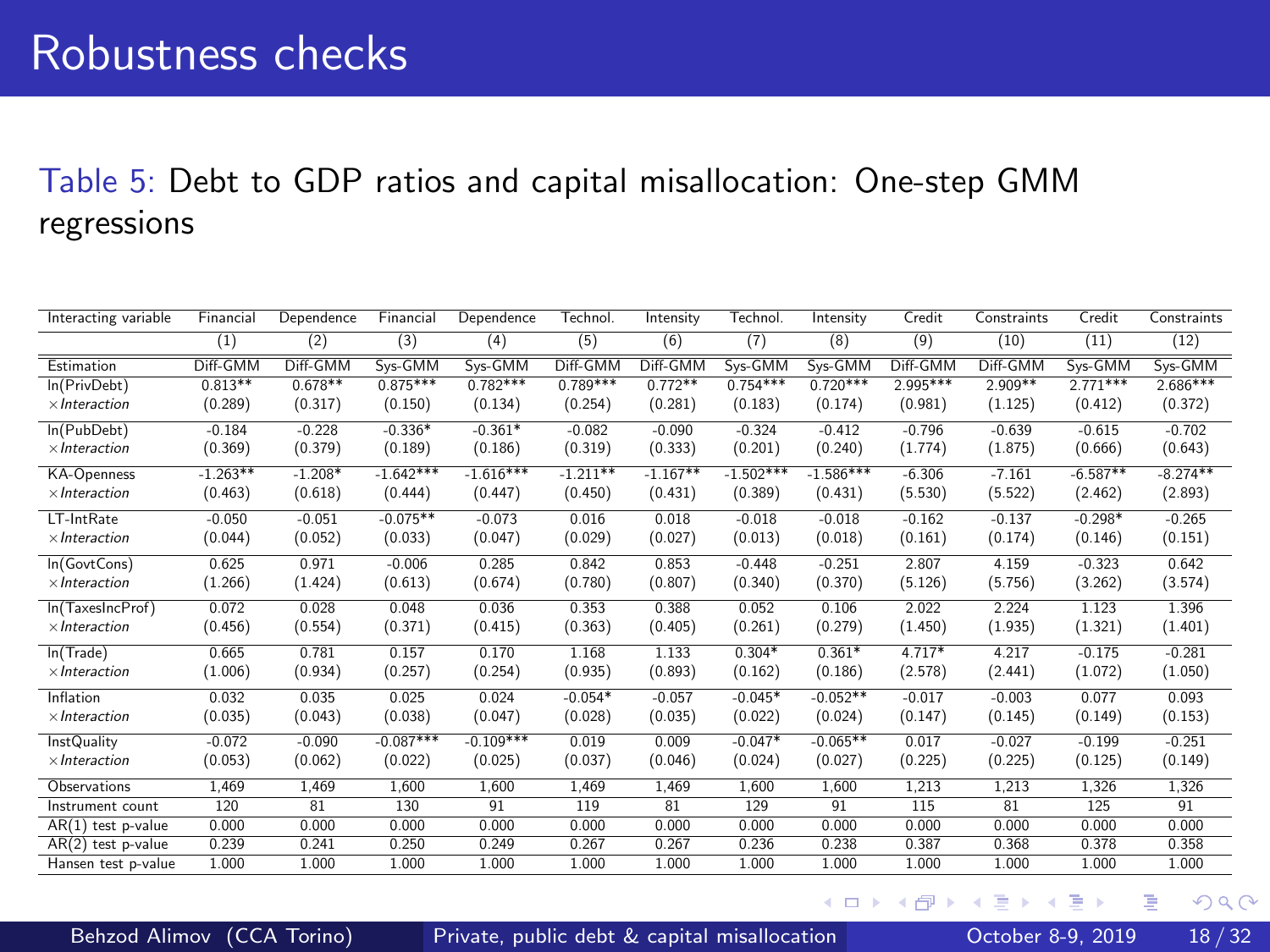# Robustness checks

Table 5: Debt to GDP ratios and capital misallocation: One-step GMM regressions

| Interacting variable | Financial | Dependence | Financial | Dependence | Technol. | Intensity | Technol. | Intensity | Credit | Constraints | Credit | Constraints |
|---|---|---|---|---|---|---|---|---|---|---|---|---|
| | (1) | (2) | (3) | (4) | (5) | (6) | (7) | (8) | (9) | (10) | (11) | (12) |
| Estimation | Diff-GMM | Diff-GMM | Sys-GMM | Sys-GMM | Diff-GMM | Diff-GMM | Sys-GMM | Sys-GMM | Diff-GMM | Diff-GMM | Sys-GMM | Sys-GMM |
| ln(PrivDebt) | 0.813** | 0.678** | 0.875*** | 0.782*** | 0.789*** | 0.772** | 0.754*** | 0.720*** | 2.995*** | 2.909** | 2.771*** | 2.686*** |
| $\times$*Interaction* | (0.289) | (0.317) | (0.150) | (0.134) | (0.254) | (0.281) | (0.183) | (0.174) | (0.981) | (1.125) | (0.412) | (0.372) |
| ln(PubDebt) | -0.184 | -0.228 | -0.336* | -0.361* | -0.082 | -0.090 | -0.324 | -0.412 | -0.796 | -0.639 | -0.615 | -0.702 |
| $\times$*Interaction* | (0.369) | (0.379) | (0.189) | (0.186) | (0.319) | (0.333) | (0.201) | (0.240) | (1.774) | (1.875) | (0.666) | (0.643) |
| KA-Openness | -1.263** | -1.208* | -1.642*** | -1.616*** | -1.211** | -1.167** | -1.502*** | -1.586*** | -6.306 | -7.161 | -6.587** | -8.274** |
| $\times$*Interaction* | (0.463) | (0.618) | (0.444) | (0.447) | (0.450) | (0.431) | (0.389) | (0.431) | (5.530) | (5.522) | (2.462) | (2.893) |
| LT-IntRate | -0.050 | -0.051 | -0.075** | -0.073 | 0.016 | 0.018 | -0.018 | -0.018 | -0.162 | -0.137 | -0.298* | -0.265 |
| $\times$*Interaction* | (0.044) | (0.052) | (0.033) | (0.047) | (0.029) | (0.027) | (0.013) | (0.018) | (0.161) | (0.174) | (0.146) | (0.151) |
| ln(GovtCons) | 0.625 | 0.971 | -0.006 | 0.285 | 0.842 | 0.853 | -0.448 | -0.251 | 2.807 | 4.159 | -0.323 | 0.642 |
| $\times$*Interaction* | (1.266) | (1.424) | (0.613) | (0.674) | (0.780) | (0.807) | (0.340) | (0.370) | (5.126) | (5.756) | (3.262) | (3.574) |
| ln(TaxesIncProf) | 0.072 | 0.028 | 0.048 | 0.036 | 0.353 | 0.388 | 0.052 | 0.106 | 2.022 | 2.224 | 1.123 | 1.396 |
| $\times$*Interaction* | (0.456) | (0.554) | (0.371) | (0.415) | (0.363) | (0.405) | (0.261) | (0.279) | (1.450) | (1.935) | (1.321) | (1.401) |
| ln(Trade) | 0.665 | 0.781 | 0.157 | 0.170 | 1.168 | 1.133 | 0.304* | 0.361* | 4.717* | 4.217 | -0.175 | -0.281 |
| $\times$*Interaction* | (1.006) | (0.934) | (0.257) | (0.254) | (0.935) | (0.893) | (0.162) | (0.186) | (2.578) | (2.441) | (1.072) | (1.050) |
| Inflation | 0.032 | 0.035 | 0.025 | 0.024 | -0.054* | -0.057 | -0.045* | -0.052** | -0.017 | -0.003 | 0.077 | 0.093 |
| $\times$*Interaction* | (0.035) | (0.043) | (0.038) | (0.047) | (0.028) | (0.035) | (0.022) | (0.024) | (0.147) | (0.145) | (0.149) | (0.153) |
| InstQuality | -0.072 | -0.090 | -0.087*** | -0.109*** | 0.019 | 0.009 | -0.047* | -0.065** | 0.017 | -0.027 | -0.199 | -0.251 |
| $\times$*Interaction* | (0.053) | (0.062) | (0.022) | (0.025) | (0.037) | (0.046) | (0.024) | (0.027) | (0.225) | (0.225) | (0.125) | (0.149) |
| Observations | 1,469 | 1,469 | 1,600 | 1,600 | 1,469 | 1,469 | 1,600 | 1,600 | 1,213 | 1,213 | 1,326 | 1,326 |
| Instrument count | 120 | 81 | 130 | 91 | 119 | 81 | 129 | 91 | 115 | 81 | 125 | 91 |
| AR(1) test p-value | 0.000 | 0.000 | 0.000 | 0.000 | 0.000 | 0.000 | 0.000 | 0.000 | 0.000 | 0.000 | 0.000 | 0.000 |
| AR(2) test p-value | 0.239 | 0.241 | 0.250 | 0.249 | 0.267 | 0.267 | 0.236 | 0.238 | 0.387 | 0.368 | 0.378 | 0.358 |
| Hansen test p-value | 1.000 | 1.000 | 1.000 | 1.000 | 1.000 | 1.000 | 1.000 | 1.000 | 1.000 | 1.000 | 1.000 | 1.000 |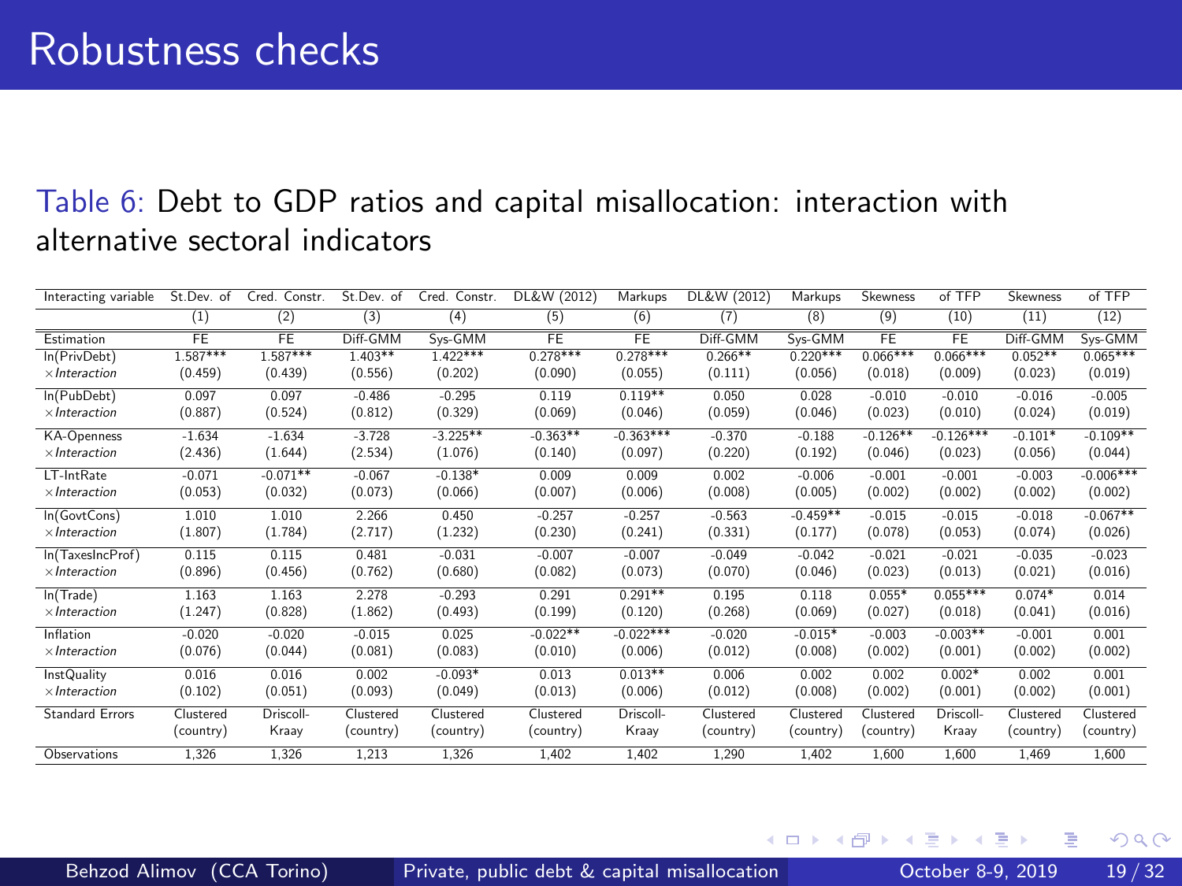# Robustness checks

Table 6: Debt to GDP ratios and capital misallocation: interaction with alternative sectoral indicators

| Interacting variable | St.Dev. of | Cred. Constr. | St.Dev. of | Cred. Constr. | DL&W (2012) | Markups | DL&W (2012) | Markups | Skewness | of TFP | Skewness | of TFP |
|---|---|---|---|---|---|---|---|---|---|---|---|---|
| | (1) | (2) | (3) | (4) | (5) | (6) | (7) | (8) | (9) | (10) | (11) | (12) |
| Estimation | FE | FE | Diff-GMM | Sys-GMM | FE | FE | Diff-GMM | Sys-GMM | FE | FE | Diff-GMM | Sys-GMM |
| ln(PrivDebt) | 1.587*** | 1.587*** | 1.403** | 1.422*** | 0.278*** | 0.278*** | 0.266** | 0.220*** | 0.066*** | 0.066*** | 0.052** | 0.065*** |
| ×*Interaction* | (0.459) | (0.439) | (0.556) | (0.202) | (0.090) | (0.055) | (0.111) | (0.056) | (0.018) | (0.009) | (0.023) | (0.019) |
| ln(PubDebt) | 0.097 | 0.097 | -0.486 | -0.295 | 0.119 | 0.119** | 0.050 | 0.028 | -0.010 | -0.010 | -0.016 | -0.005 |
| ×*Interaction* | (0.887) | (0.524) | (0.812) | (0.329) | (0.069) | (0.046) | (0.059) | (0.046) | (0.023) | (0.010) | (0.024) | (0.019) |
| KA-Openness | -1.634 | -1.634 | -3.728 | -3.225** | -0.363** | -0.363*** | -0.370 | -0.188 | -0.126** | -0.126*** | -0.101* | -0.109** |
| ×*Interaction* | (2.436) | (1.644) | (2.534) | (1.076) | (0.140) | (0.097) | (0.220) | (0.192) | (0.046) | (0.023) | (0.056) | (0.044) |
| LT-IntRate | -0.071 | -0.071** | -0.067 | -0.138* | 0.009 | 0.009 | 0.002 | -0.006 | -0.001 | -0.001 | -0.003 | -0.006*** |
| ×*Interaction* | (0.053) | (0.032) | (0.073) | (0.066) | (0.007) | (0.006) | (0.008) | (0.005) | (0.002) | (0.002) | (0.002) | (0.002) |
| ln(GovtCons) | 1.010 | 1.010 | 2.266 | 0.450 | -0.257 | -0.257 | -0.563 | -0.459** | -0.015 | -0.015 | -0.018 | -0.067** |
| ×*Interaction* | (1.807) | (1.784) | (2.717) | (1.232) | (0.230) | (0.241) | (0.331) | (0.177) | (0.078) | (0.053) | (0.074) | (0.026) |
| ln(TaxesIncProf) | 0.115 | 0.115 | 0.481 | -0.031 | -0.007 | -0.007 | -0.049 | -0.042 | -0.021 | -0.021 | -0.035 | -0.023 |
| ×*Interaction* | (0.896) | (0.456) | (0.762) | (0.680) | (0.082) | (0.073) | (0.070) | (0.046) | (0.023) | (0.013) | (0.021) | (0.016) |
| ln(Trade) | 1.163 | 1.163 | 2.278 | -0.293 | 0.291 | 0.291** | 0.195 | 0.118 | 0.055* | 0.055*** | 0.074* | 0.014 |
| ×*Interaction* | (1.247) | (0.828) | (1.862) | (0.493) | (0.199) | (0.120) | (0.268) | (0.069) | (0.027) | (0.018) | (0.041) | (0.016) |
| Inflation | -0.020 | -0.020 | -0.015 | 0.025 | -0.022** | -0.022*** | -0.020 | -0.015* | -0.003 | -0.003** | -0.001 | 0.001 |
| ×*Interaction* | (0.076) | (0.044) | (0.081) | (0.083) | (0.010) | (0.006) | (0.012) | (0.008) | (0.002) | (0.001) | (0.002) | (0.002) |
| InstQuality | 0.016 | 0.016 | 0.002 | -0.093* | 0.013 | 0.013** | 0.006 | 0.002 | 0.002 | 0.002* | 0.002 | 0.001 |
| ×*Interaction* | (0.102) | (0.051) | (0.093) | (0.049) | (0.013) | (0.006) | (0.012) | (0.008) | (0.002) | (0.001) | (0.002) | (0.001) |
| Standard Errors | Clustered (country) | Driscoll-Kraay | Clustered (country) | Clustered (country) | Clustered (country) | Driscoll-Kraay | Clustered (country) | Clustered (country) | Clustered (country) | Driscoll-Kraay | Clustered (country) | Clustered (country) |
| Observations | 1,326 | 1,326 | 1,213 | 1,326 | 1,402 | 1,402 | 1,290 | 1,402 | 1,600 | 1,600 | 1,469 | 1,600 |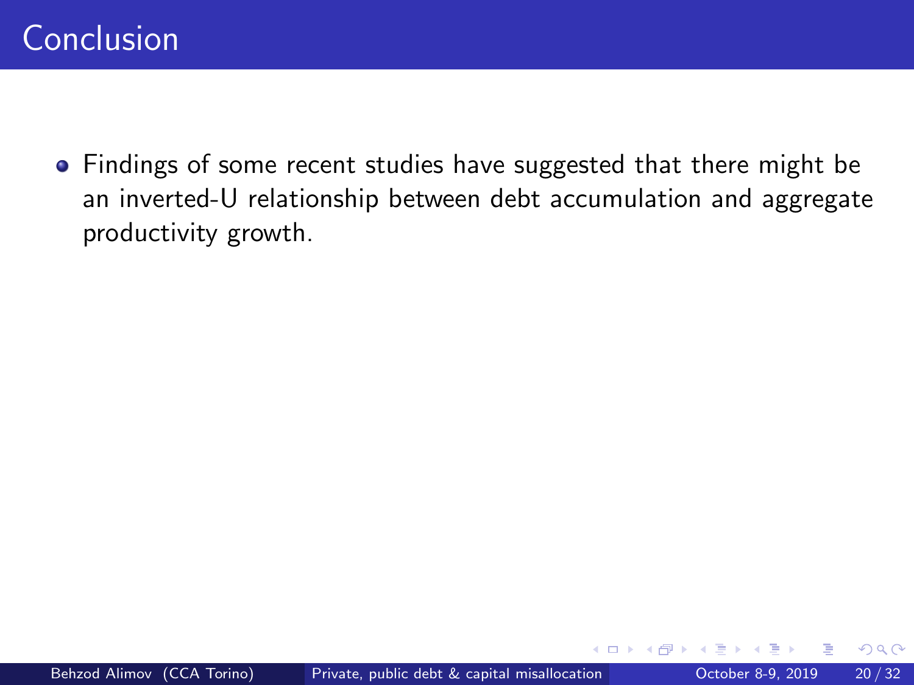# Conclusion

- Findings of some recent studies have suggested that there might be an inverted-U relationship between debt accumulation and aggregate productivity growth.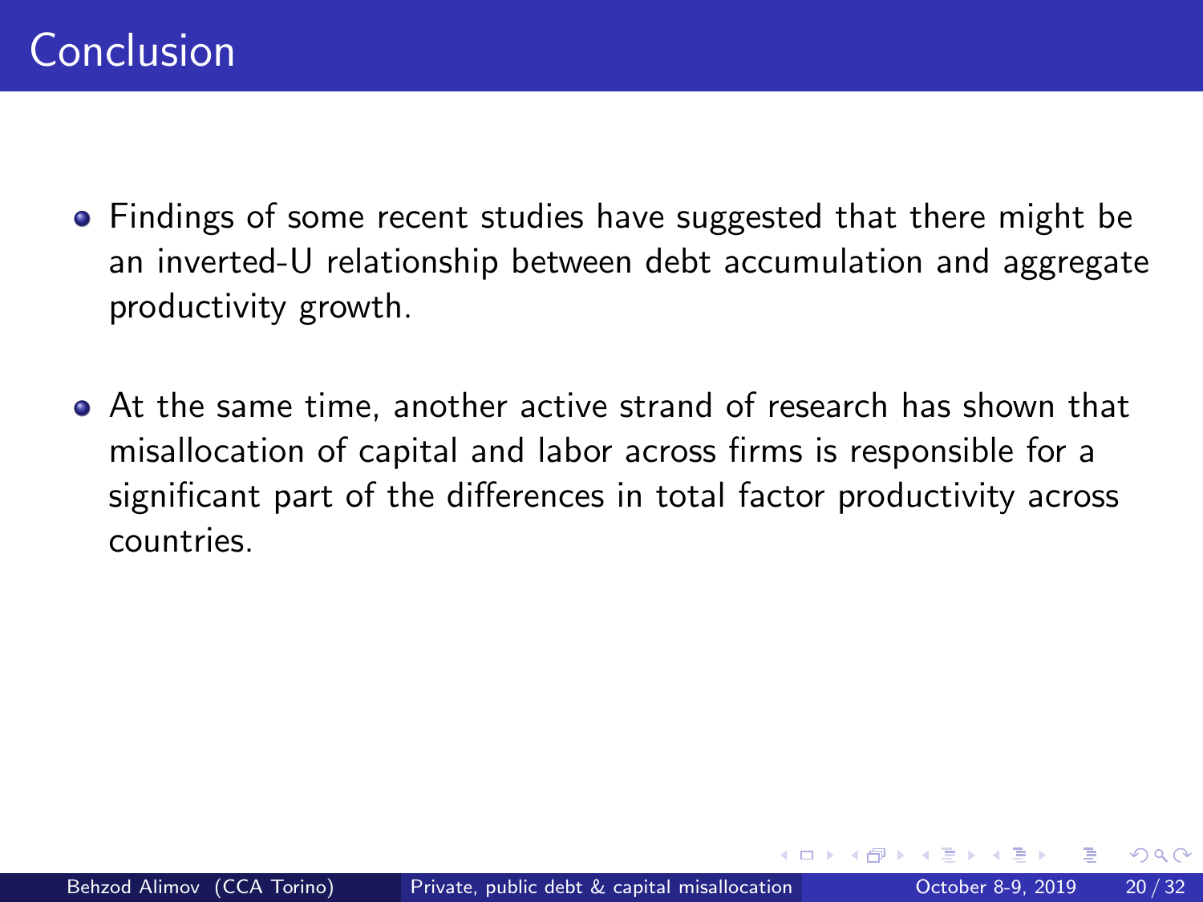# Conclusion

- Findings of some recent studies have suggested that there might be an inverted-U relationship between debt accumulation and aggregate productivity growth.
- At the same time, another active strand of research has shown that misallocation of capital and labor across firms is responsible for a significant part of the differences in total factor productivity across countries.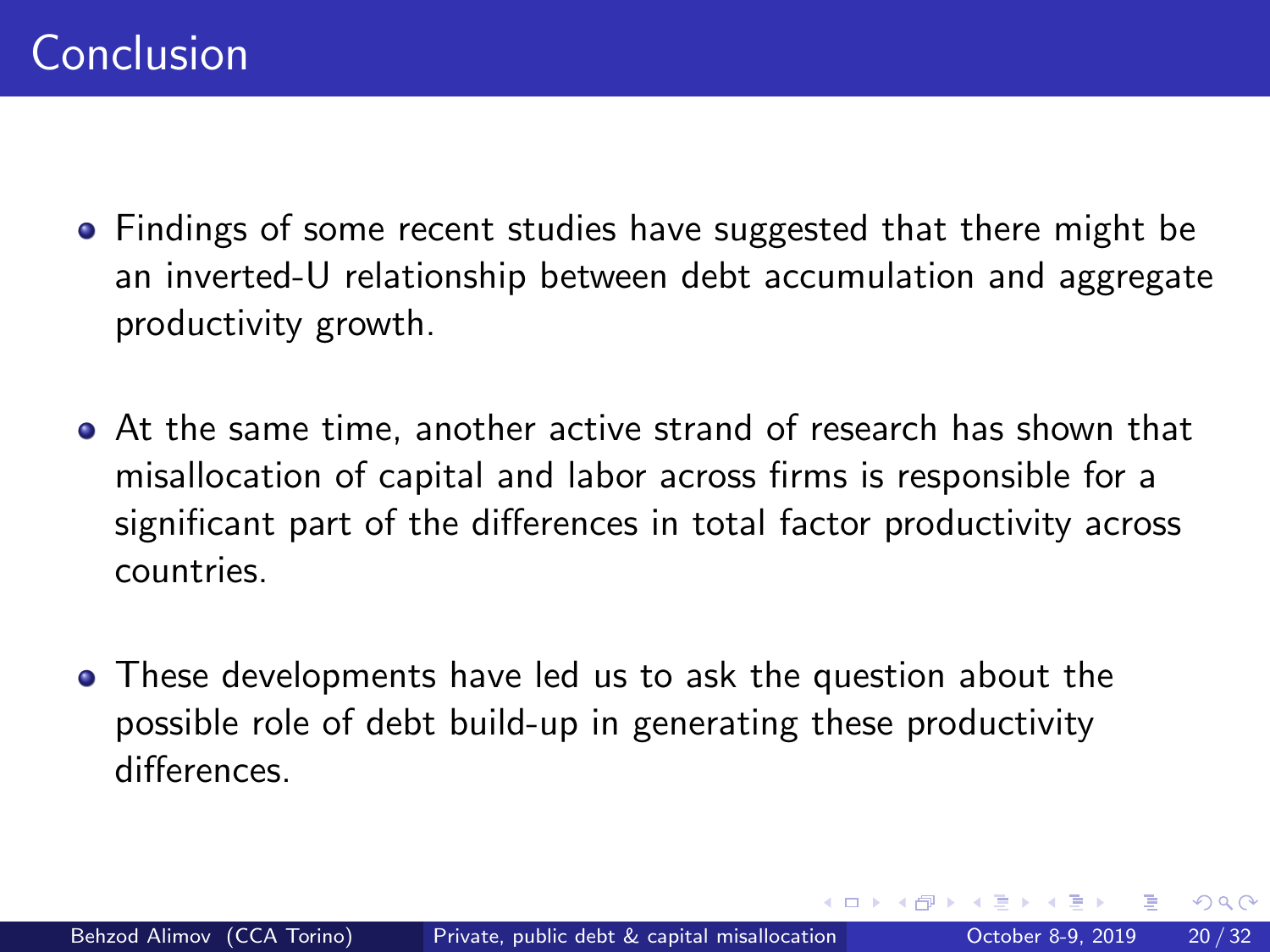# Conclusion

- Findings of some recent studies have suggested that there might be an inverted-U relationship between debt accumulation and aggregate productivity growth.
- At the same time, another active strand of research has shown that misallocation of capital and labor across firms is responsible for a significant part of the differences in total factor productivity across countries.
- These developments have led us to ask the question about the possible role of debt build-up in generating these productivity differences.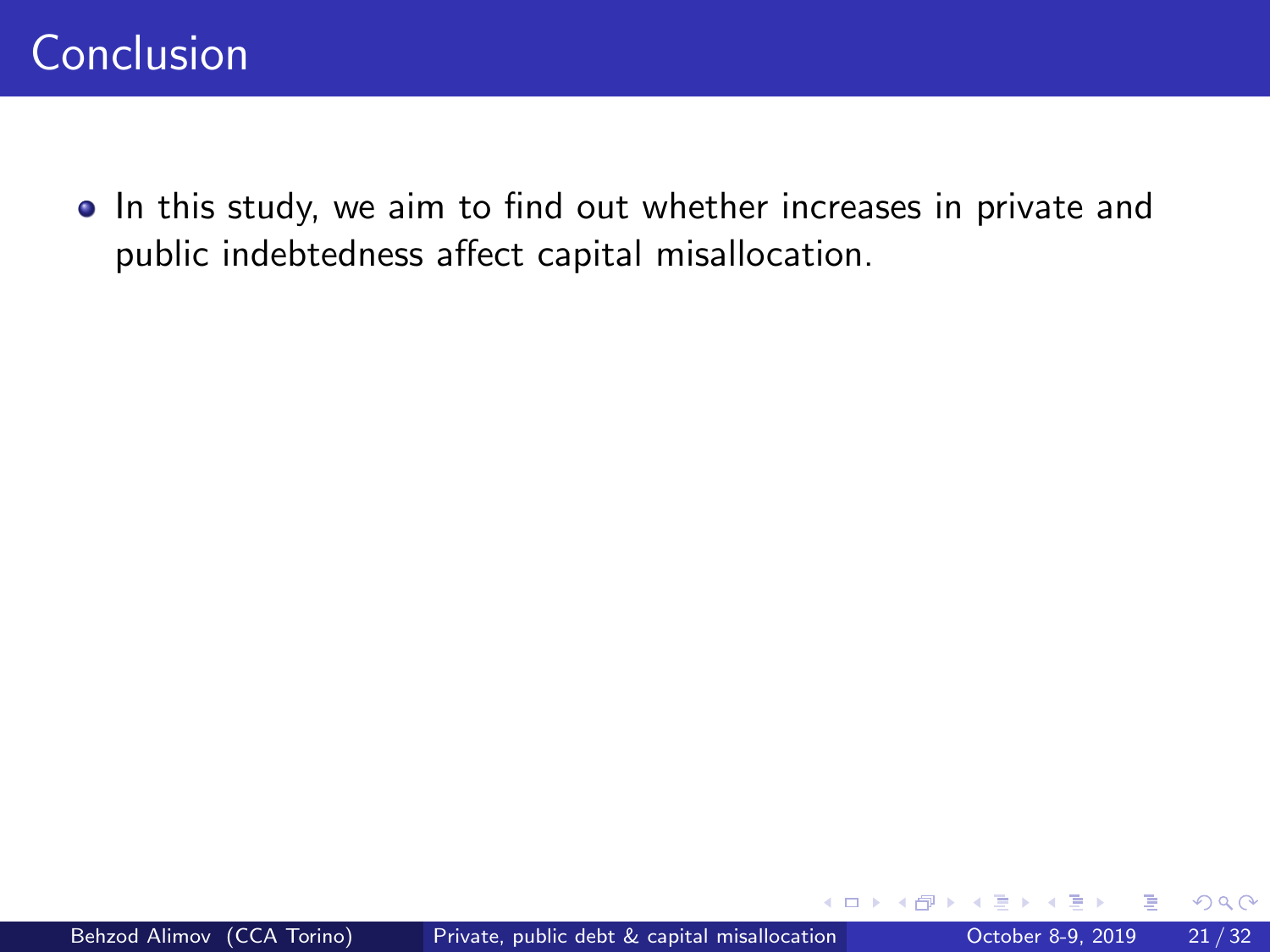# Conclusion

- In this study, we aim to find out whether increases in private and public indebtedness affect capital misallocation.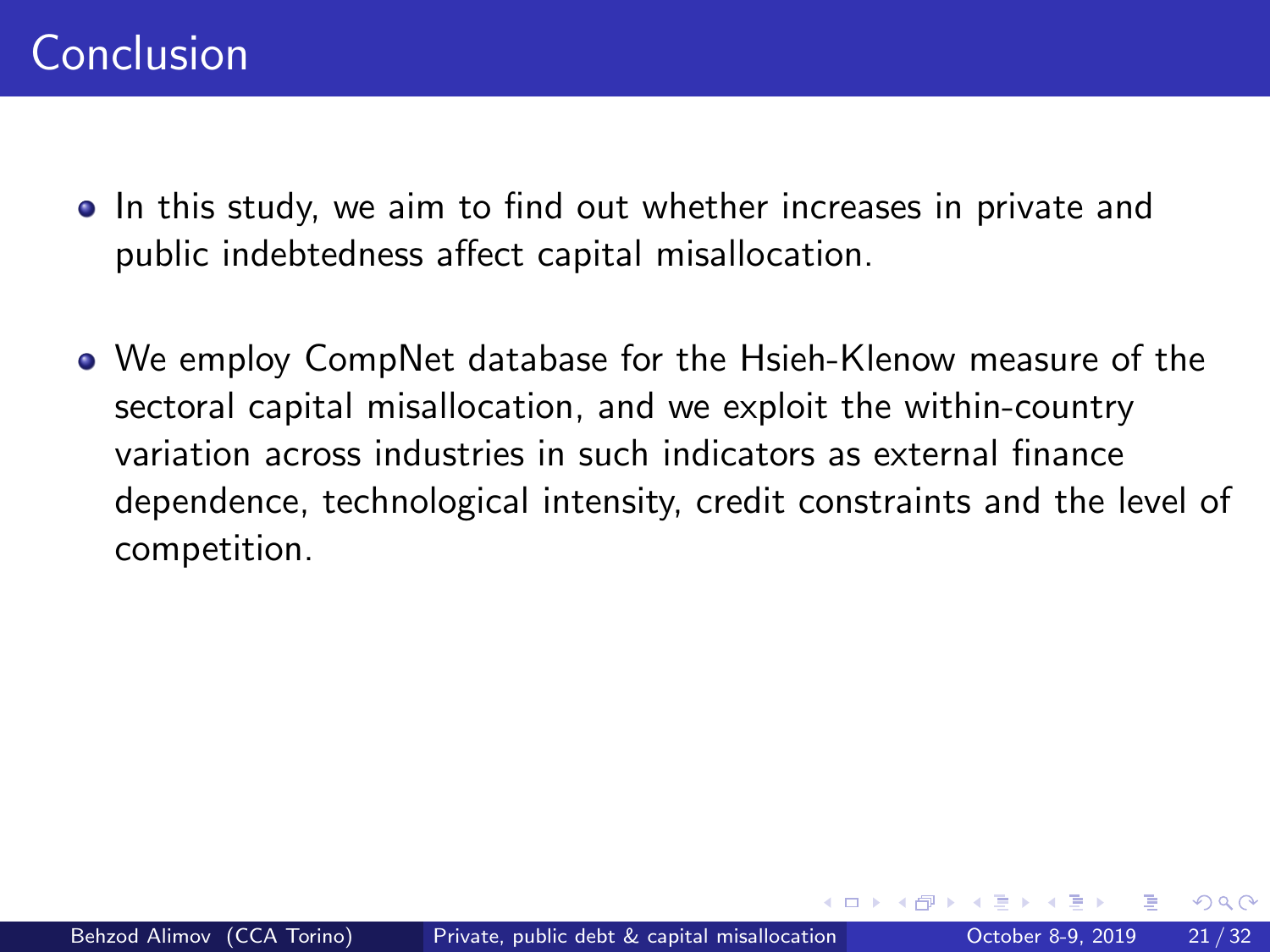# Conclusion

- In this study, we aim to find out whether increases in private and public indebtedness affect capital misallocation.
- We employ CompNet database for the Hsieh-Klenow measure of the sectoral capital misallocation, and we exploit the within-country variation across industries in such indicators as external finance dependence, technological intensity, credit constraints and the level of competition.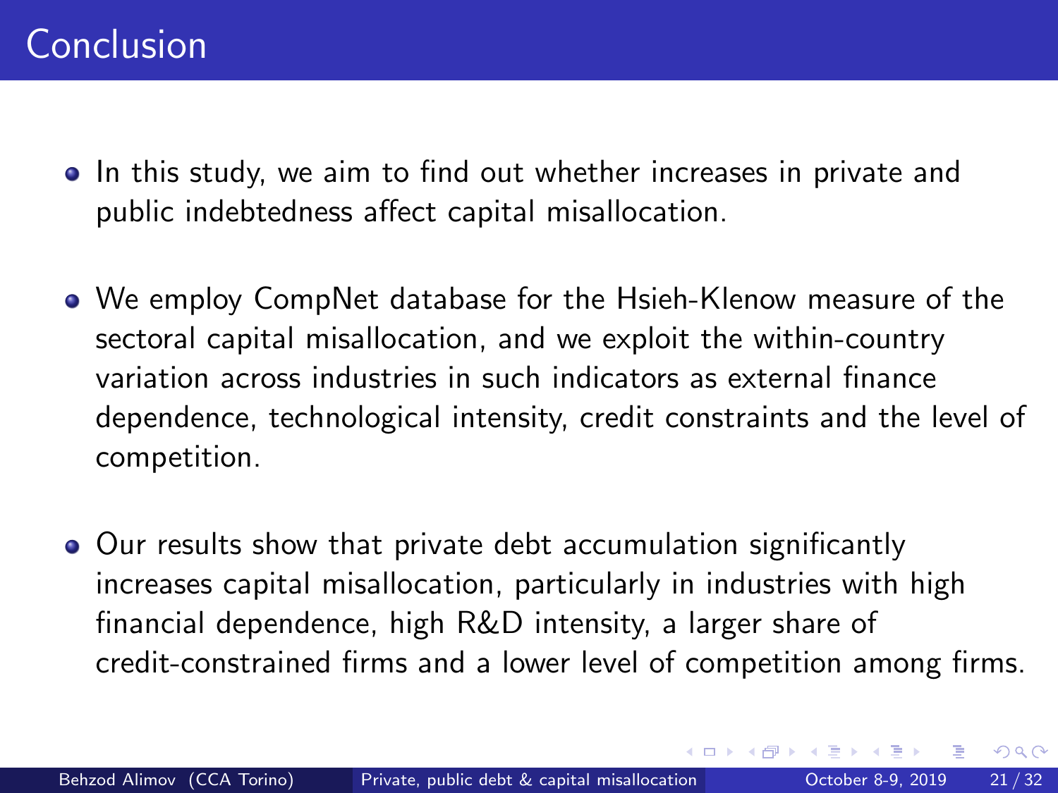# Conclusion

- In this study, we aim to find out whether increases in private and public indebtedness affect capital misallocation.
- We employ CompNet database for the Hsieh-Klenow measure of the sectoral capital misallocation, and we exploit the within-country variation across industries in such indicators as external finance dependence, technological intensity, credit constraints and the level of competition.
- Our results show that private debt accumulation significantly increases capital misallocation, particularly in industries with high financial dependence, high R&D intensity, a larger share of credit-constrained firms and a lower level of competition among firms.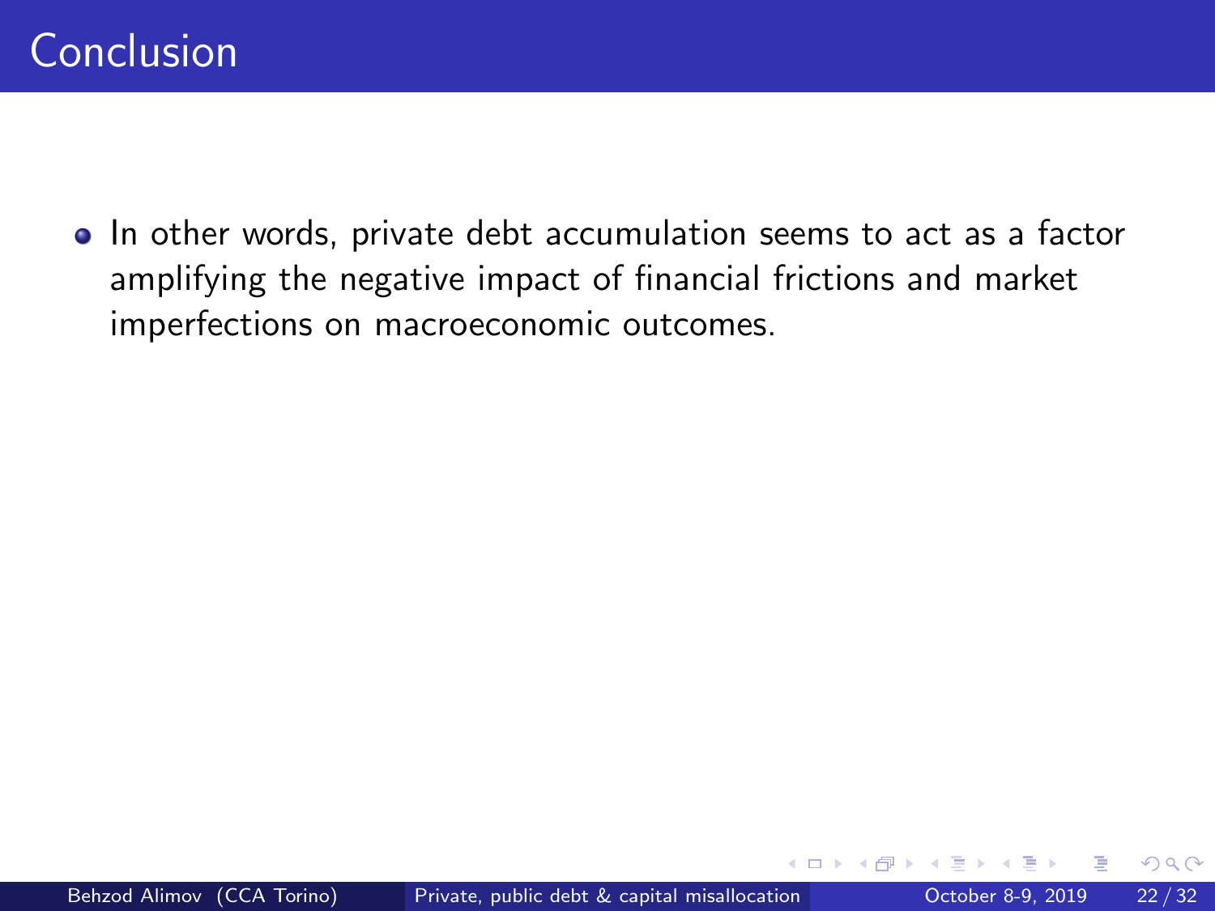# Conclusion

- In other words, private debt accumulation seems to act as a factor amplifying the negative impact of financial frictions and market imperfections on macroeconomic outcomes.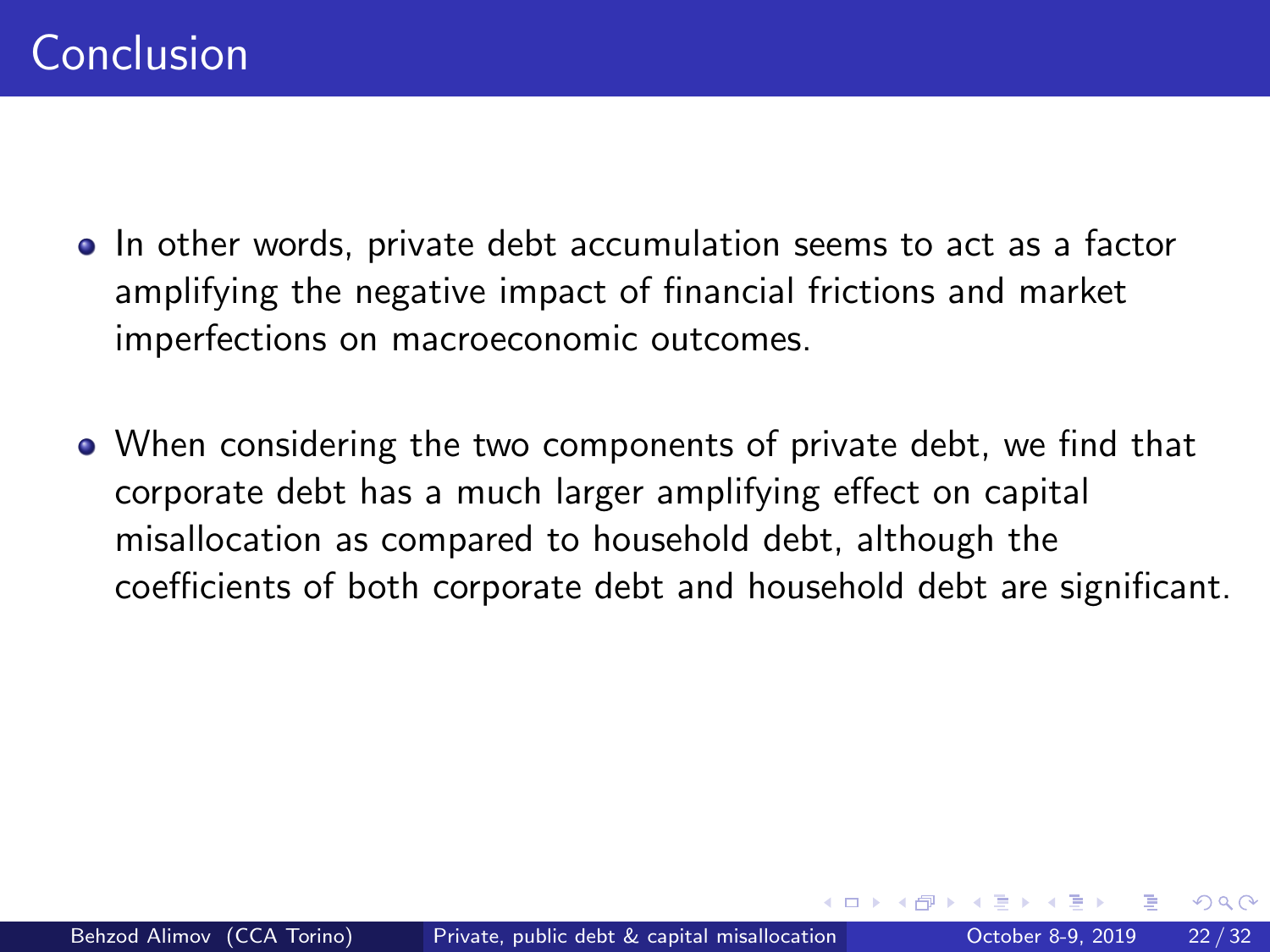# Conclusion

- In other words, private debt accumulation seems to act as a factor amplifying the negative impact of financial frictions and market imperfections on macroeconomic outcomes.
- When considering the two components of private debt, we find that corporate debt has a much larger amplifying effect on capital misallocation as compared to household debt, although the coefficients of both corporate debt and household debt are significant.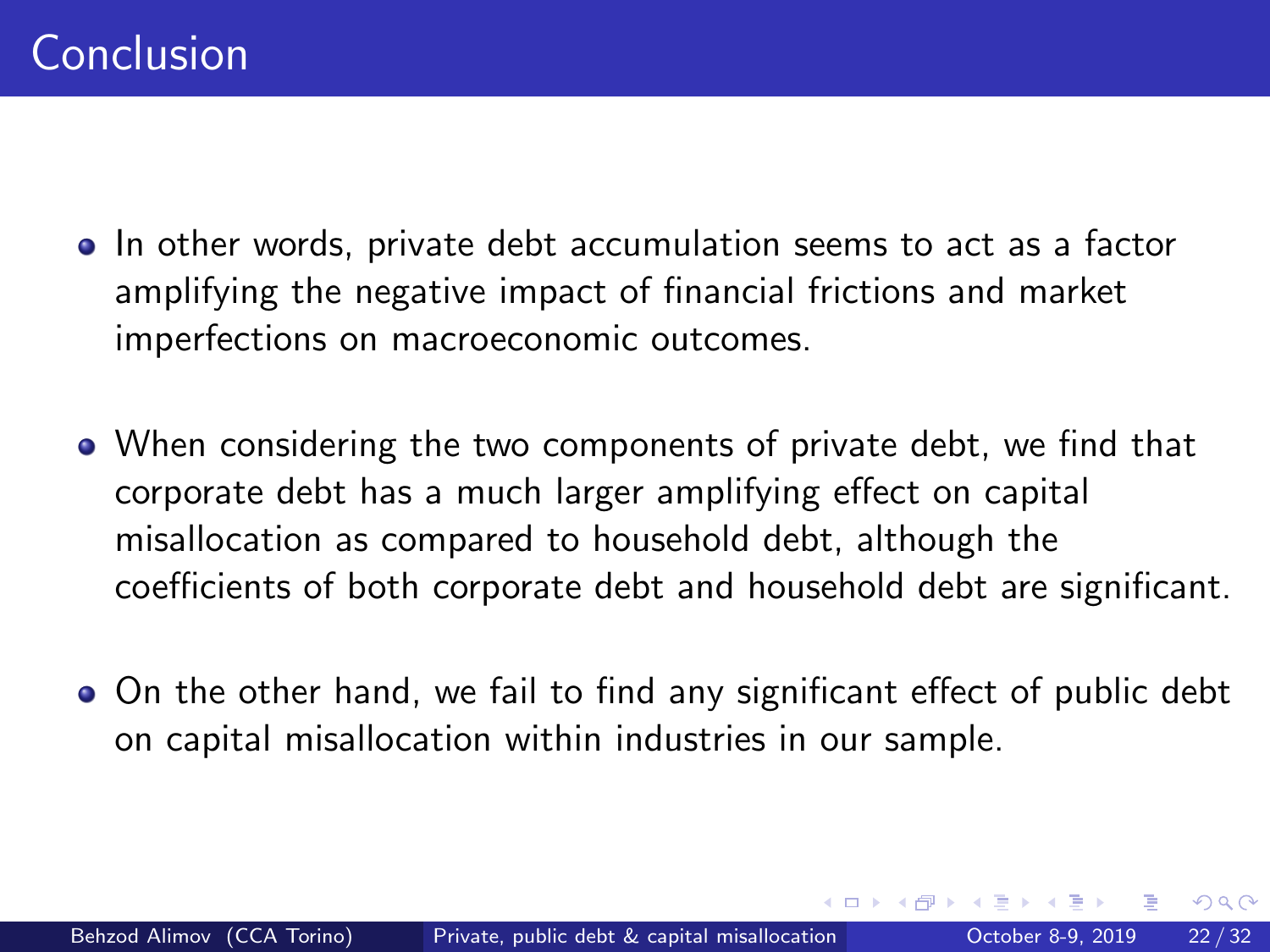# Conclusion

- In other words, private debt accumulation seems to act as a factor amplifying the negative impact of financial frictions and market imperfections on macroeconomic outcomes.
- When considering the two components of private debt, we find that corporate debt has a much larger amplifying effect on capital misallocation as compared to household debt, although the coefficients of both corporate debt and household debt are significant.
- On the other hand, we fail to find any significant effect of public debt on capital misallocation within industries in our sample.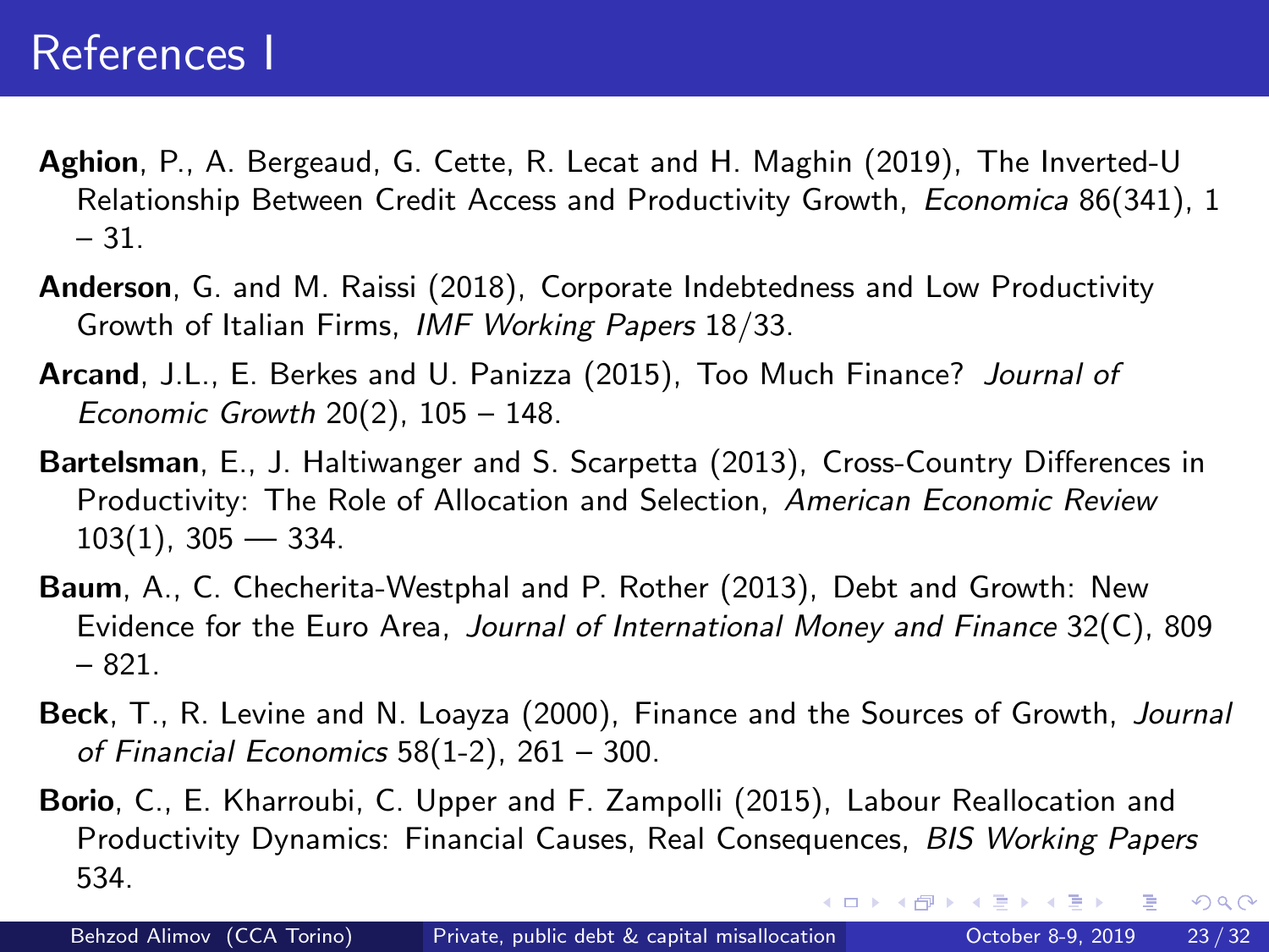# References I

**Aghion**, P., A. Bergeaud, G. Cette, R. Lecat and H. Maghin (2019), The Inverted-U Relationship Between Credit Access and Productivity Growth, *Economica* 86(341), 1 – 31.

**Anderson**, G. and M. Raissi (2018), Corporate Indebtedness and Low Productivity Growth of Italian Firms, *IMF Working Papers* 18/33.

**Arcand**, J.L., E. Berkes and U. Panizza (2015), Too Much Finance? *Journal of Economic Growth* 20(2), 105 – 148.

**Bartelsman**, E., J. Haltiwanger and S. Scarpetta (2013), Cross-Country Differences in Productivity: The Role of Allocation and Selection, *American Economic Review* 103(1), 305 — 334.

**Baum**, A., C. Checherita-Westphal and P. Rother (2013), Debt and Growth: New Evidence for the Euro Area, *Journal of International Money and Finance* 32(C), 809 – 821.

**Beck**, T., R. Levine and N. Loayza (2000), Finance and the Sources of Growth, *Journal of Financial Economics* 58(1-2), 261 – 300.

**Borio**, C., E. Kharroubi, C. Upper and F. Zampolli (2015), Labour Reallocation and Productivity Dynamics: Financial Causes, Real Consequences, *BIS Working Papers* 534.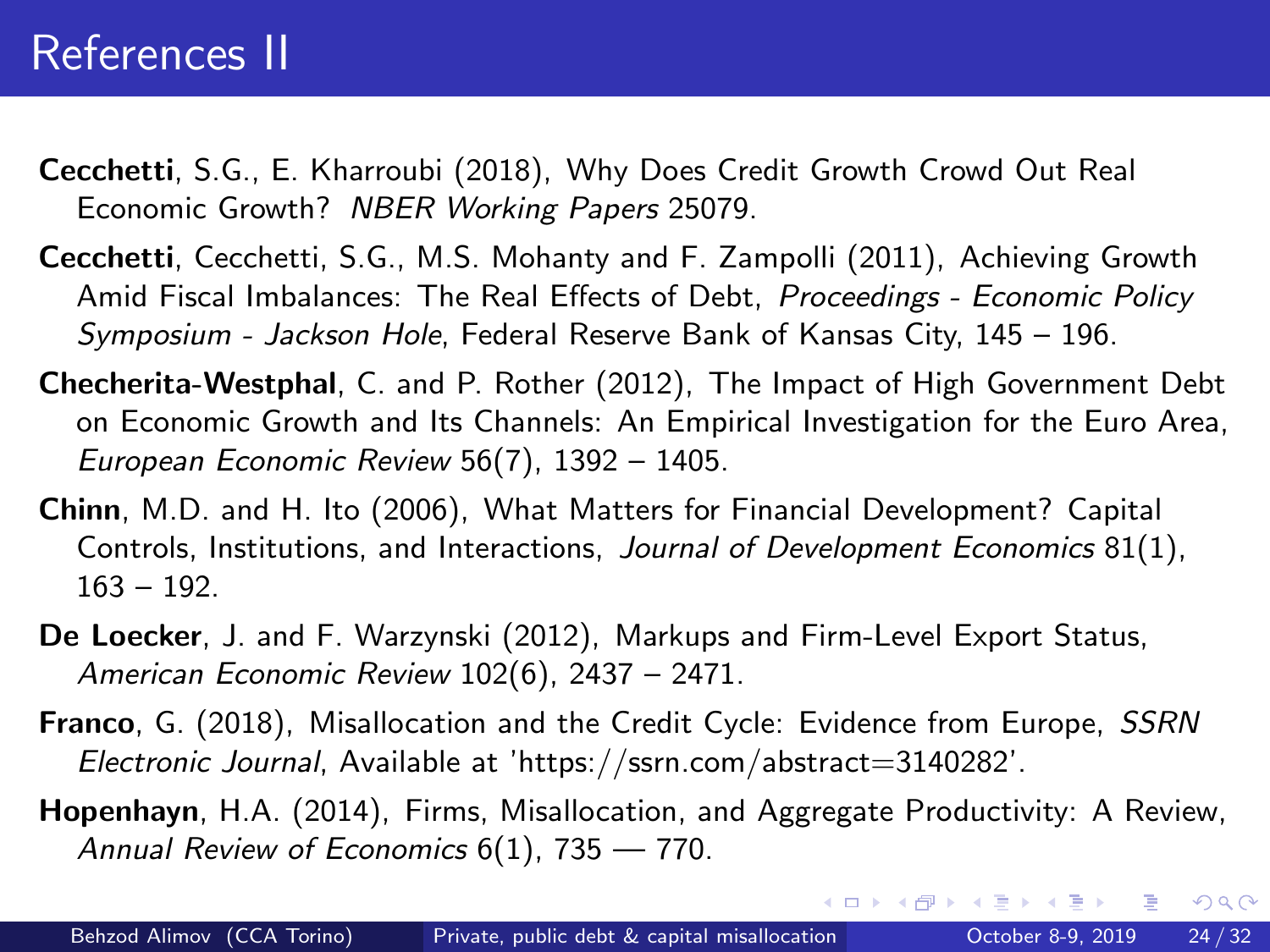# References II

**Cecchetti**, S.G., E. Kharroubi (2018), Why Does Credit Growth Crowd Out Real Economic Growth? *NBER Working Papers* 25079.

**Cecchetti**, Cecchetti, S.G., M.S. Mohanty and F. Zampolli (2011), Achieving Growth Amid Fiscal Imbalances: The Real Effects of Debt, *Proceedings - Economic Policy Symposium - Jackson Hole*, Federal Reserve Bank of Kansas City, 145 – 196.

**Checherita-Westphal**, C. and P. Rother (2012), The Impact of High Government Debt on Economic Growth and Its Channels: An Empirical Investigation for the Euro Area, *European Economic Review* 56(7), 1392 – 1405.

**Chinn**, M.D. and H. Ito (2006), What Matters for Financial Development? Capital Controls, Institutions, and Interactions, *Journal of Development Economics* 81(1), 163 – 192.

**De Loecker**, J. and F. Warzynski (2012), Markups and Firm-Level Export Status, *American Economic Review* 102(6), 2437 – 2471.

**Franco**, G. (2018), Misallocation and the Credit Cycle: Evidence from Europe, *SSRN Electronic Journal*, Available at 'https://ssrn.com/abstract=3140282'.

**Hopenhayn**, H.A. (2014), Firms, Misallocation, and Aggregate Productivity: A Review, *Annual Review of Economics* 6(1), 735 — 770.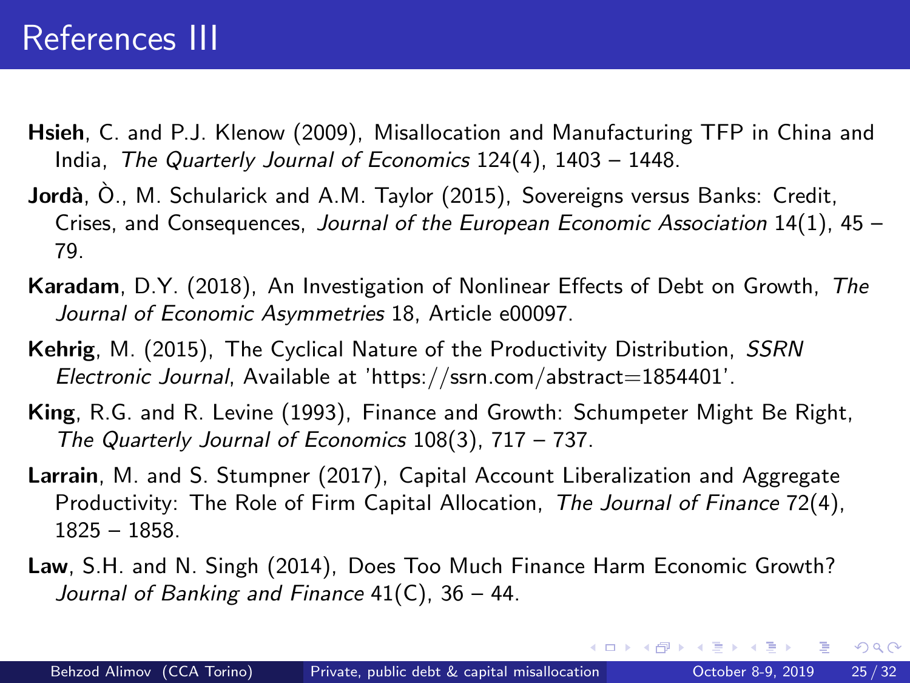# References III

**Hsieh**, C. and P.J. Klenow (2009), Misallocation and Manufacturing TFP in China and India, *The Quarterly Journal of Economics* 124(4), 1403 – 1448.

**Jordà**, Ò., M. Schularick and A.M. Taylor (2015), Sovereigns versus Banks: Credit, Crises, and Consequences, *Journal of the European Economic Association* 14(1), 45 – 79.

**Karadam**, D.Y. (2018), An Investigation of Nonlinear Effects of Debt on Growth, *The Journal of Economic Asymmetries* 18, Article e00097.

**Kehrig**, M. (2015), The Cyclical Nature of the Productivity Distribution, *SSRN Electronic Journal*, Available at 'https://ssrn.com/abstract=1854401'.

**King**, R.G. and R. Levine (1993), Finance and Growth: Schumpeter Might Be Right, *The Quarterly Journal of Economics* 108(3), 717 – 737.

**Larrain**, M. and S. Stumpner (2017), Capital Account Liberalization and Aggregate Productivity: The Role of Firm Capital Allocation, *The Journal of Finance* 72(4), 1825 – 1858.

**Law**, S.H. and N. Singh (2014), Does Too Much Finance Harm Economic Growth? *Journal of Banking and Finance* 41(C), 36 – 44.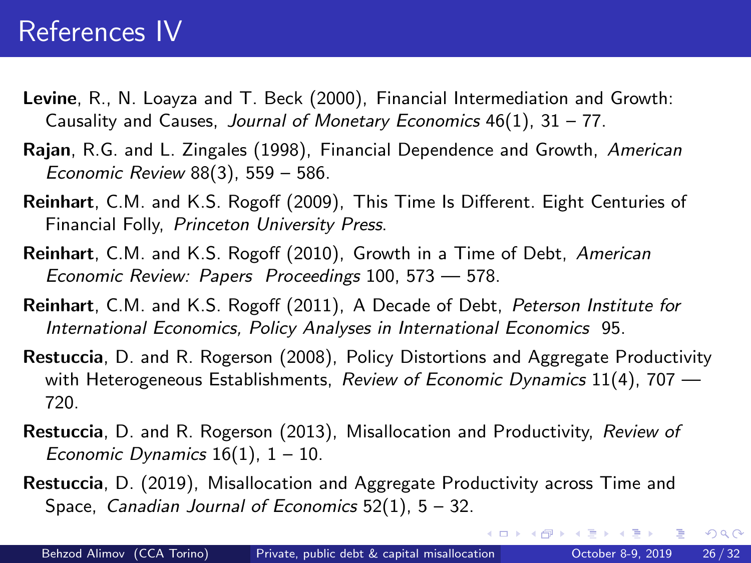# References IV

**Levine**, R., N. Loayza and T. Beck (2000), Financial Intermediation and Growth: Causality and Causes, *Journal of Monetary Economics* 46(1), 31 – 77.

**Rajan**, R.G. and L. Zingales (1998), Financial Dependence and Growth, *American Economic Review* 88(3), 559 – 586.

**Reinhart**, C.M. and K.S. Rogoff (2009), This Time Is Different. Eight Centuries of Financial Folly, *Princeton University Press*.

**Reinhart**, C.M. and K.S. Rogoff (2010), Growth in a Time of Debt, *American Economic Review: Papers Proceedings* 100, 573 — 578.

**Reinhart**, C.M. and K.S. Rogoff (2011), A Decade of Debt, *Peterson Institute for International Economics, Policy Analyses in International Economics* 95.

**Restuccia**, D. and R. Rogerson (2008), Policy Distortions and Aggregate Productivity with Heterogeneous Establishments, *Review of Economic Dynamics* 11(4), 707 — 720.

**Restuccia**, D. and R. Rogerson (2013), Misallocation and Productivity, *Review of Economic Dynamics* 16(1), 1 – 10.

**Restuccia**, D. (2019), Misallocation and Aggregate Productivity across Time and Space, *Canadian Journal of Economics* 52(1), 5 – 32.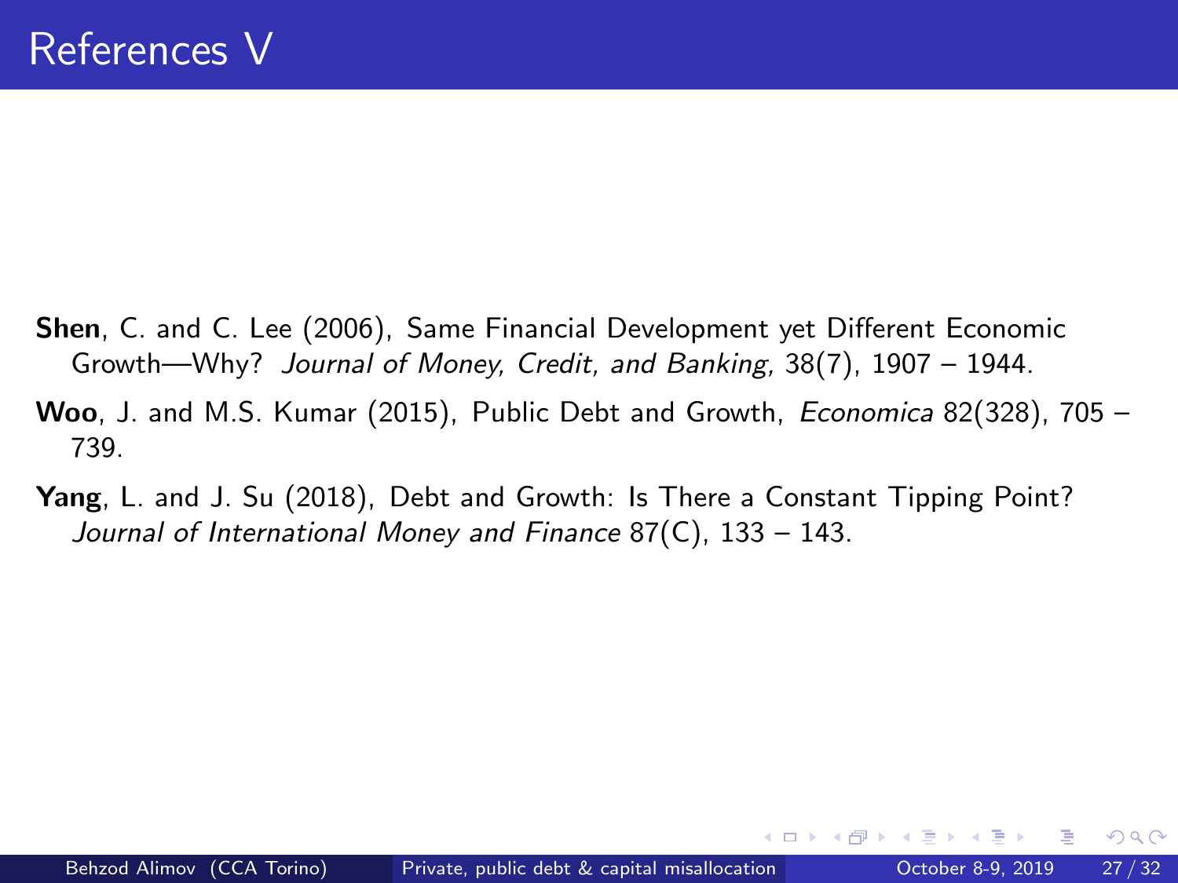# References V

**Shen**, C. and C. Lee (2006), Same Financial Development yet Different Economic Growth—Why? *Journal of Money, Credit, and Banking,* 38(7), 1907 – 1944.

**Woo**, J. and M.S. Kumar (2015), Public Debt and Growth, *Economica* 82(328), 705 – 739.

**Yang**, L. and J. Su (2018), Debt and Growth: Is There a Constant Tipping Point? *Journal of International Money and Finance* 87(C), 133 – 143.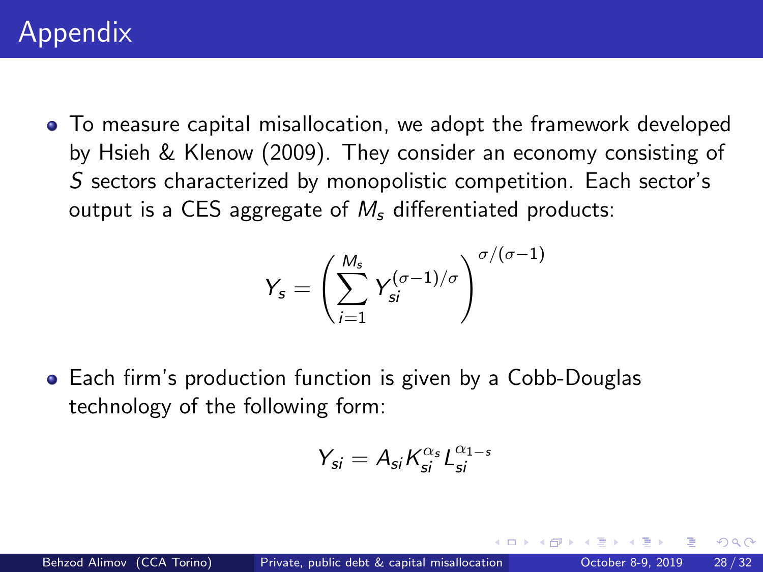# Appendix

- To measure capital misallocation, we adopt the framework developed by Hsieh & Klenow (2009). They consider an economy consisting of $S$ sectors characterized by monopolistic competition. Each sector's output is a CES aggregate of $M_s$ differentiated products:

$$Y_s = \left( \sum_{i=1}^{M_s} Y_{si}^{(\sigma-1)/\sigma} \right)^{\sigma/(\sigma-1)}$$

- Each firm's production function is given by a Cobb-Douglas technology of the following form:

$$Y_{si} = A_{si} K_{si}^{\alpha_s} L_{si}^{\alpha_{1-s}}$$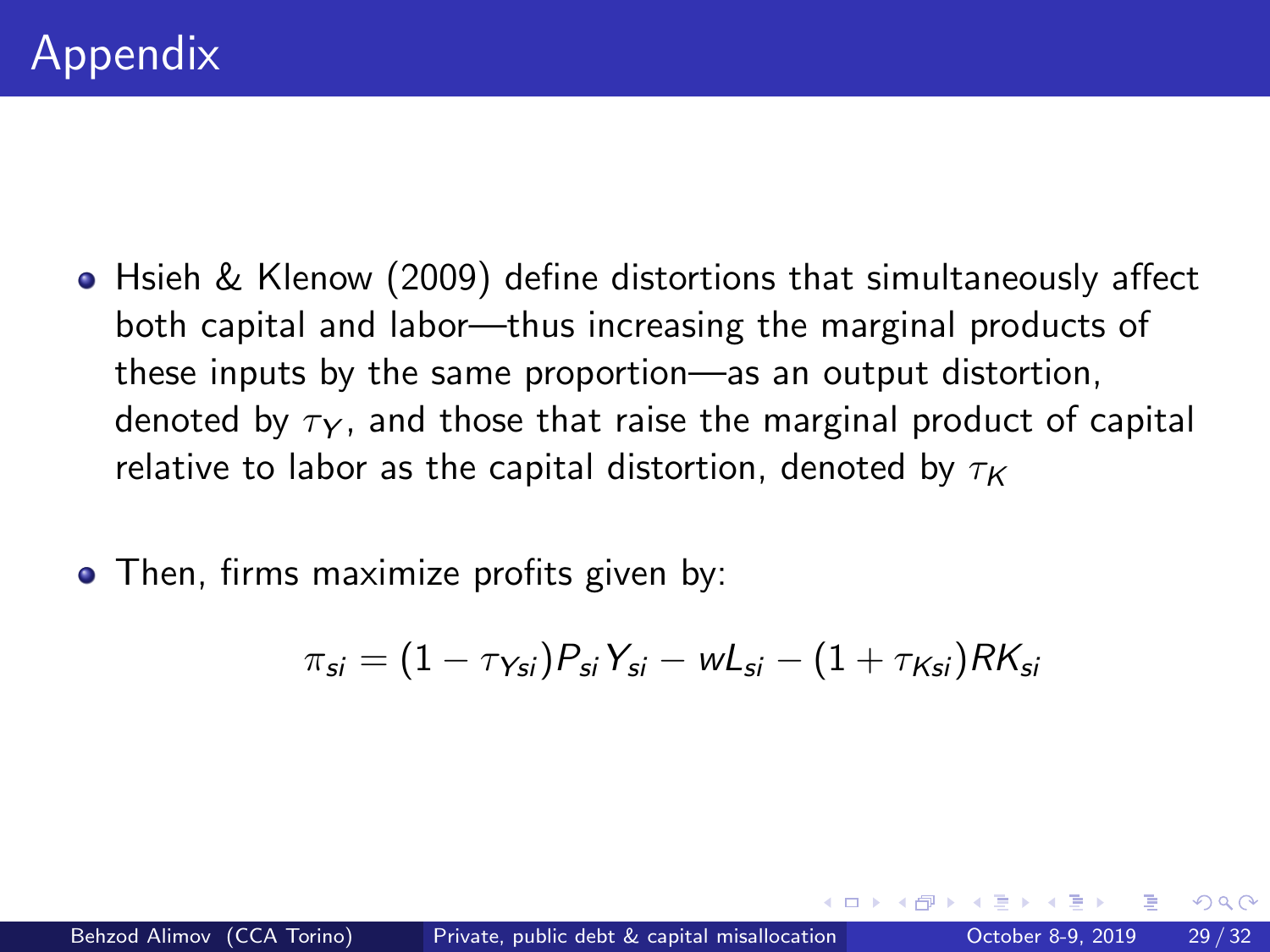# Appendix

- Hsieh & Klenow (2009) define distortions that simultaneously affect both capital and labor—thus increasing the marginal products of these inputs by the same proportion—as an output distortion, denoted by $\tau_Y$, and those that raise the marginal product of capital relative to labor as the capital distortion, denoted by $\tau_K$

- Then, firms maximize profits given by:

$$\pi_{si} = (1 - \tau_{Ysi}) P_{si} Y_{si} - w L_{si} - (1 + \tau_{Ksi}) R K_{si}$$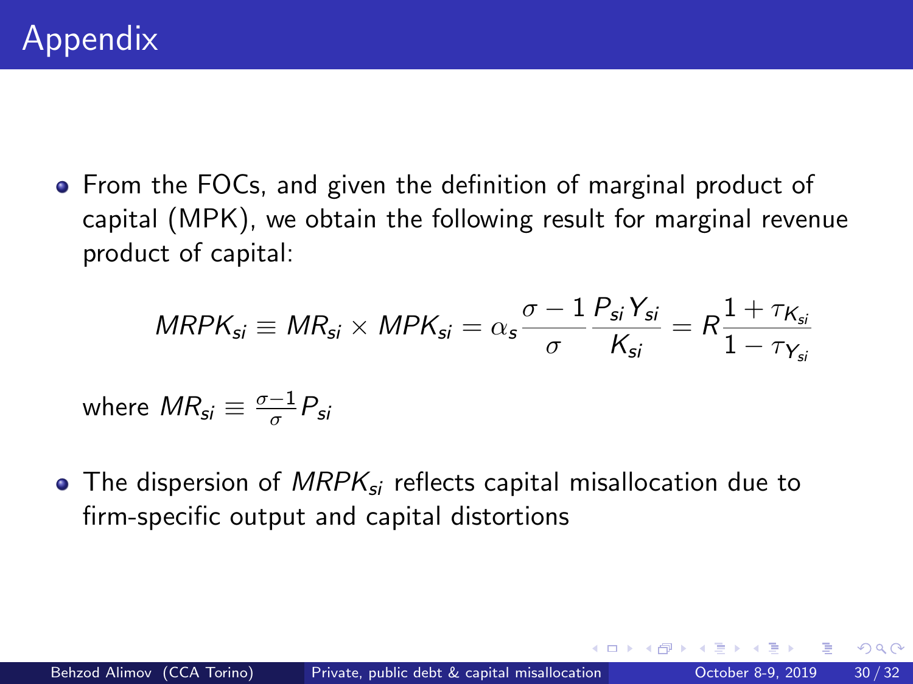# Appendix

- From the FOCs, and given the definition of marginal product of capital (MPK), we obtain the following result for marginal revenue product of capital:

$$MRPK_{si} \equiv MR_{si} \times MPK_{si} = \alpha_s \frac{\sigma - 1}{\sigma} \frac{P_{si} Y_{si}}{K_{si}} = R \frac{1 + \tau_{K_{si}}}{1 - \tau_{Y_{si}}}$$

  where $MR_{si} \equiv \frac{\sigma-1}{\sigma} P_{si}$

- The dispersion of $MRPK_{si}$ reflects capital misallocation due to firm-specific output and capital distortions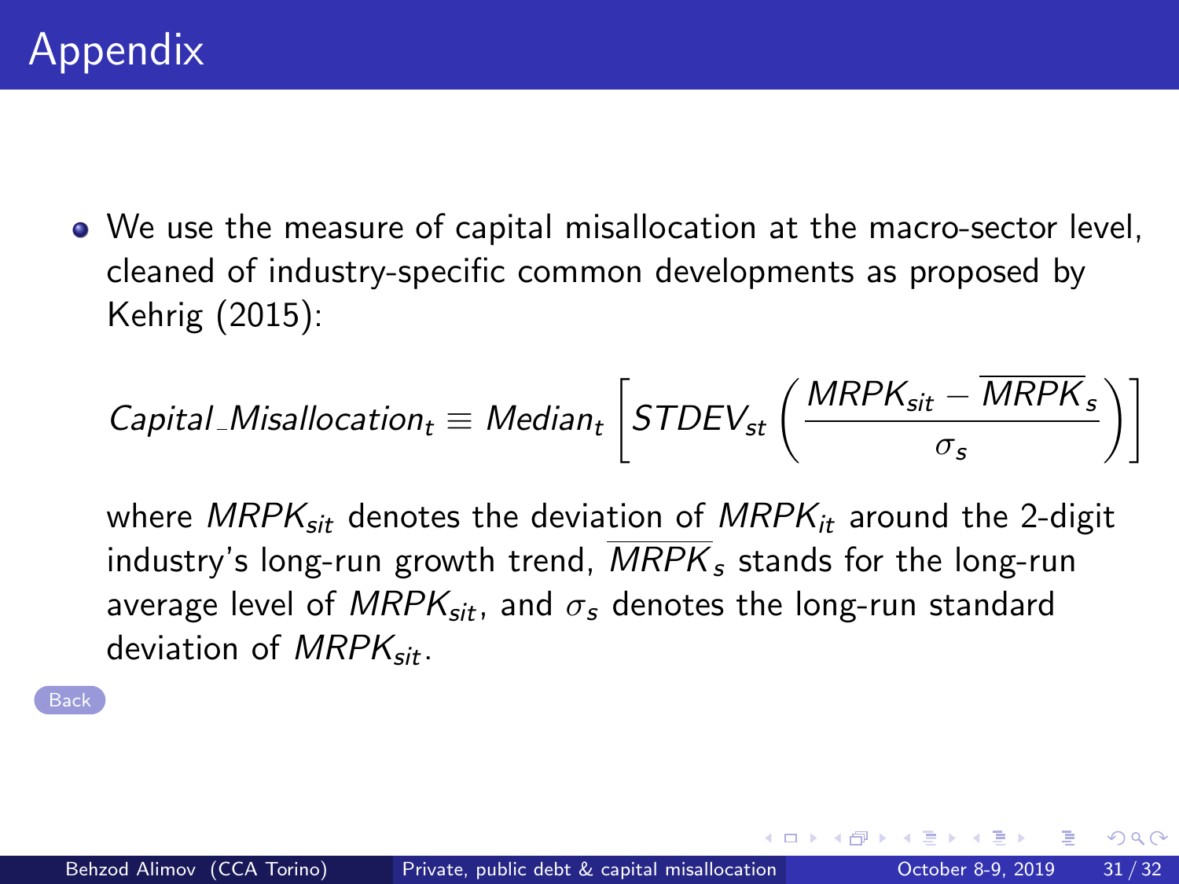# Appendix

- We use the measure of capital misallocation at the macro-sector level, cleaned of industry-specific common developments as proposed by Kehrig (2015):

$$Capital\_Misallocation_t \equiv Median_t \left[ STDEV_{st} \left( \frac{MRPK_{sit} - \overline{MRPK}_s}{\sigma_s} \right) \right]$$

where $MRPK_{sit}$ denotes the deviation of $MRPK_{it}$ around the 2-digit industry's long-run growth trend, $\overline{MRPK}_s$ stands for the long-run average level of $MRPK_{sit}$, and $\sigma_s$ denotes the long-run standard deviation of $MRPK_{sit}$.

Back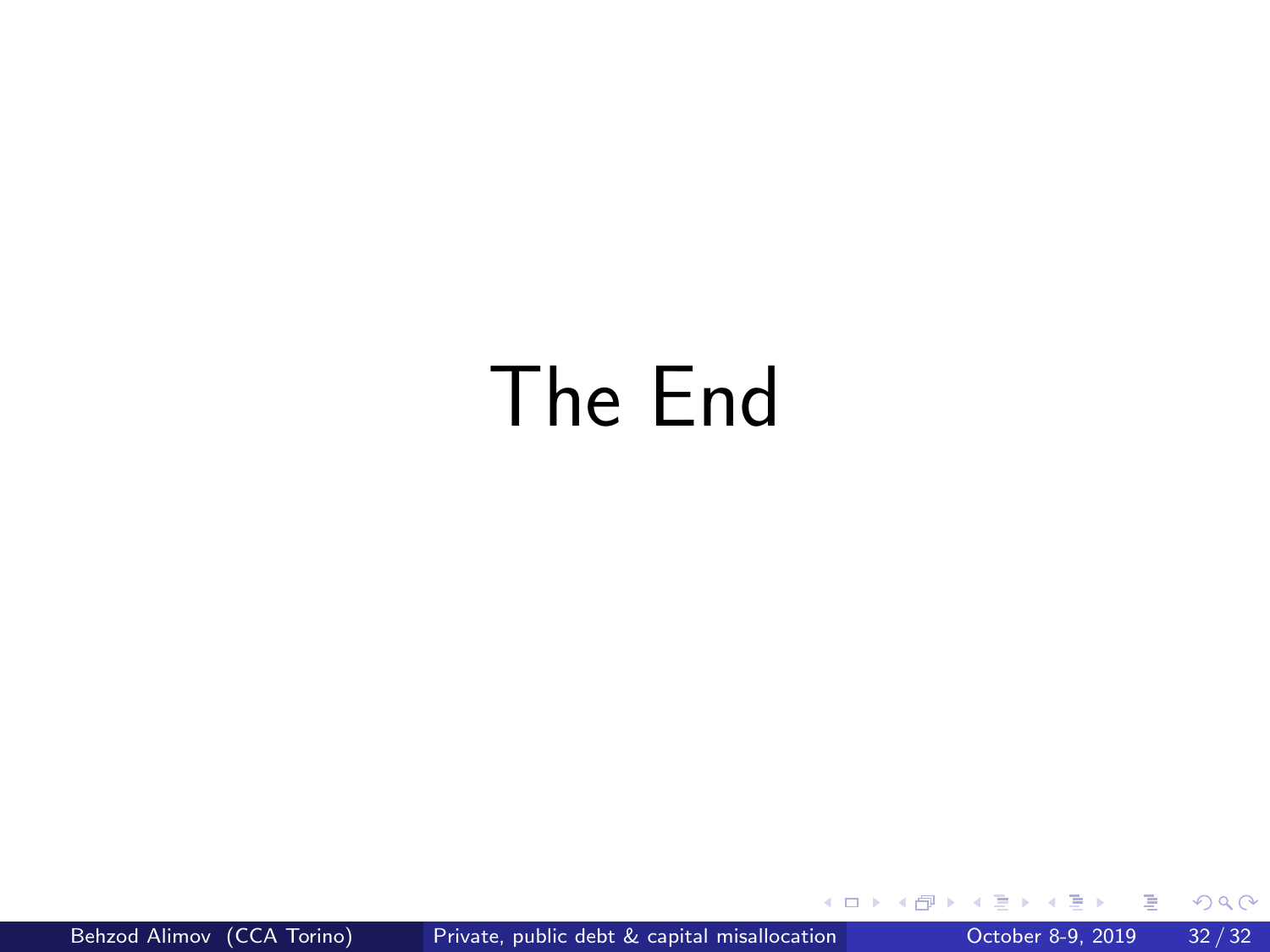# The End